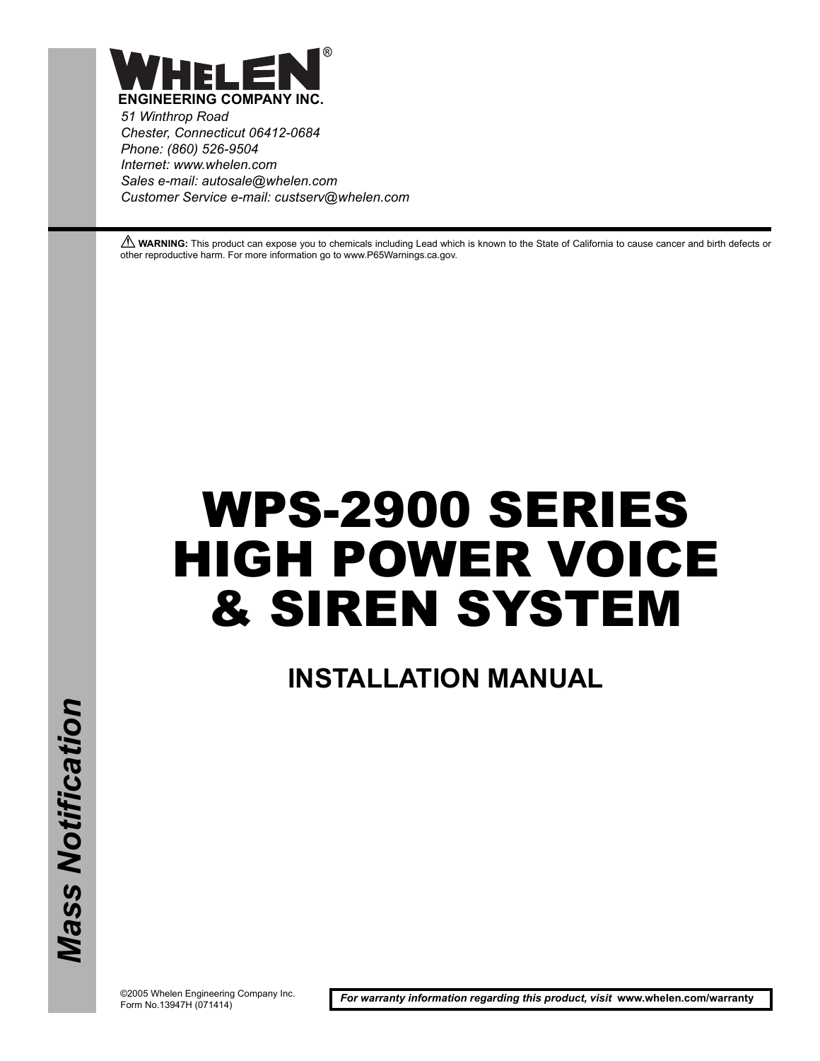# WHELEN®

**ENGINEERING COMPANY INC.**

*51 Winthrop Road*
*Chester, Connecticut 06412-0684*
*Phone: (860) 526-9504*
*Internet: www.whelen.com*
*Sales e-mail: autosale@whelen.com*
*Customer Service e-mail: custserv@whelen.com*

⚠ **WARNING:** This product can expose you to chemicals including Lead which is known to the State of California to cause cancer and birth defects or other reproductive harm. For more information go to www.P65Warnings.ca.gov.

# WPS-2900 SERIES HIGH POWER VOICE & SIREN SYSTEM

## INSTALLATION MANUAL

*Mass Notification*

©2005 Whelen Engineering Company Inc.
Form No.13947H (071414)

***For warranty information regarding this product, visit* www.whelen.com/warranty**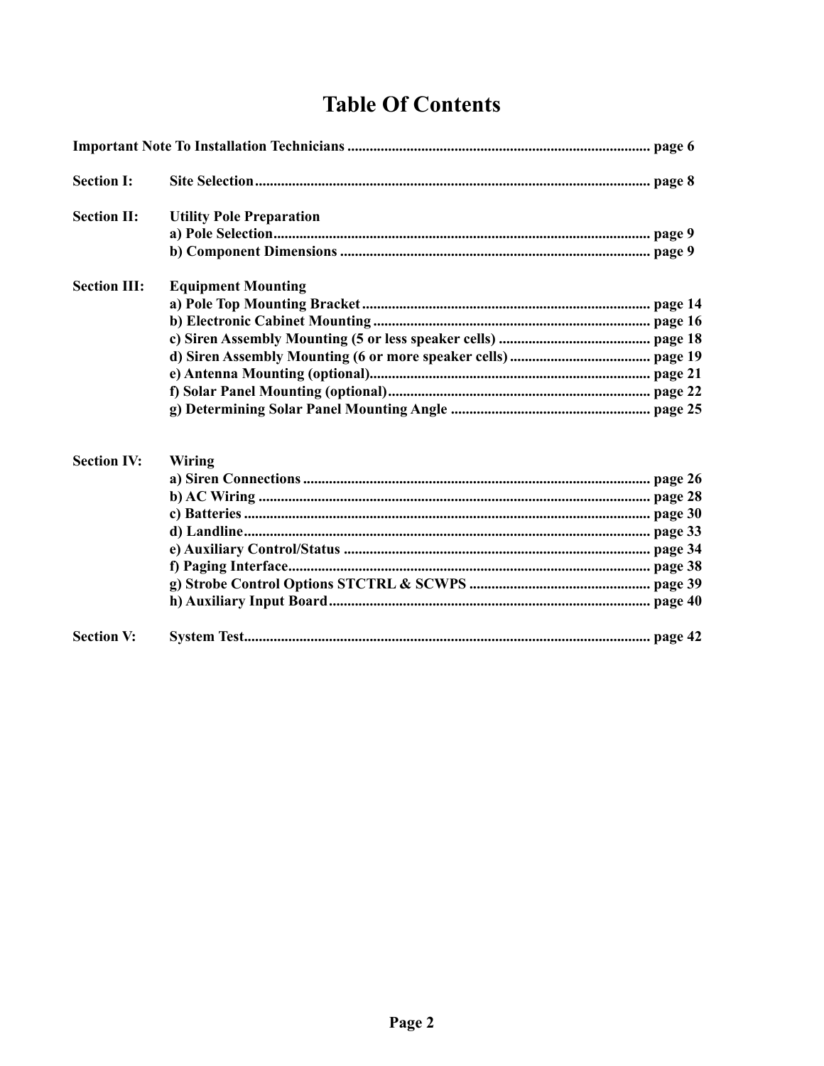# Table Of Contents

**Important Note To Installation Technicians ..... page 6**

**Section I: Site Selection ..... page 8**

**Section II: Utility Pole Preparation**
- **a) Pole Selection ..... page 9**
- **b) Component Dimensions ..... page 9**

**Section III: Equipment Mounting**
- **a) Pole Top Mounting Bracket ..... page 14**
- **b) Electronic Cabinet Mounting ..... page 16**
- **c) Siren Assembly Mounting (5 or less speaker cells) ..... page 18**
- **d) Siren Assembly Mounting (6 or more speaker cells) ..... page 19**
- **e) Antenna Mounting (optional) ..... page 21**
- **f) Solar Panel Mounting (optional) ..... page 22**
- **g) Determining Solar Panel Mounting Angle ..... page 25**

**Section IV: Wiring**
- **a) Siren Connections ..... page 26**
- **b) AC Wiring ..... page 28**
- **c) Batteries ..... page 30**
- **d) Landline ..... page 33**
- **e) Auxiliary Control/Status ..... page 34**
- **f) Paging Interface ..... page 38**
- **g) Strobe Control Options STCTRL & SCWPS ..... page 39**
- **h) Auxiliary Input Board ..... page 40**

**Section V: System Test ..... page 42**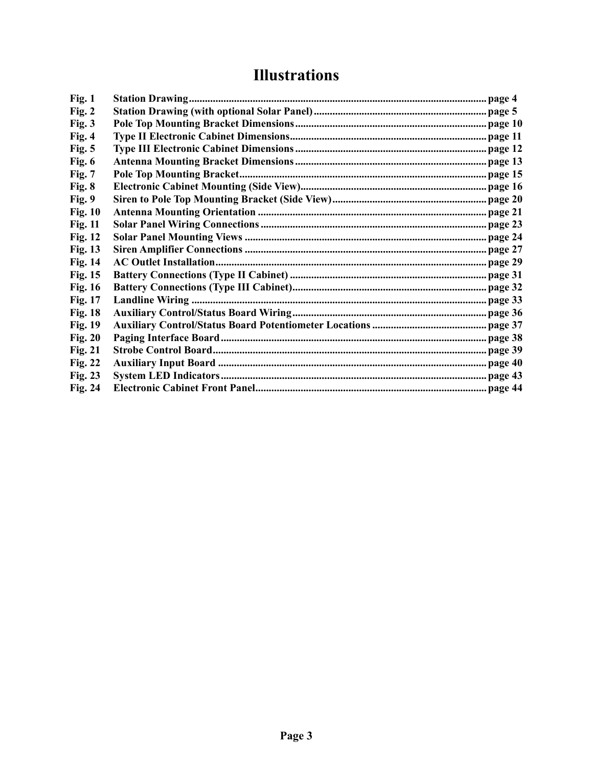# Illustrations

| | | |
|---|---|---|
| **Fig. 1** | **Station Drawing** | **page 4** |
| **Fig. 2** | **Station Drawing (with optional Solar Panel)** | **page 5** |
| **Fig. 3** | **Pole Top Mounting Bracket Dimensions** | **page 10** |
| **Fig. 4** | **Type II Electronic Cabinet Dimensions** | **page 11** |
| **Fig. 5** | **Type III Electronic Cabinet Dimensions** | **page 12** |
| **Fig. 6** | **Antenna Mounting Bracket Dimensions** | **page 13** |
| **Fig. 7** | **Pole Top Mounting Bracket** | **page 15** |
| **Fig. 8** | **Electronic Cabinet Mounting (Side View)** | **page 16** |
| **Fig. 9** | **Siren to Pole Top Mounting Bracket (Side View)** | **page 20** |
| **Fig. 10** | **Antenna Mounting Orientation** | **page 21** |
| **Fig. 11** | **Solar Panel Wiring Connections** | **page 23** |
| **Fig. 12** | **Solar Panel Mounting Views** | **page 24** |
| **Fig. 13** | **Siren Amplifier Connections** | **page 27** |
| **Fig. 14** | **AC Outlet Installation** | **page 29** |
| **Fig. 15** | **Battery Connections (Type II Cabinet)** | **page 31** |
| **Fig. 16** | **Battery Connections (Type III Cabinet)** | **page 32** |
| **Fig. 17** | **Landline Wiring** | **page 33** |
| **Fig. 18** | **Auxiliary Control/Status Board Wiring** | **page 36** |
| **Fig. 19** | **Auxiliary Control/Status Board Potentiometer Locations** | **page 37** |
| **Fig. 20** | **Paging Interface Board** | **page 38** |
| **Fig. 21** | **Strobe Control Board** | **page 39** |
| **Fig. 22** | **Auxiliary Input Board** | **page 40** |
| **Fig. 23** | **System LED Indicators** | **page 43** |
| **Fig. 24** | **Electronic Cabinet Front Panel** | **page 44** |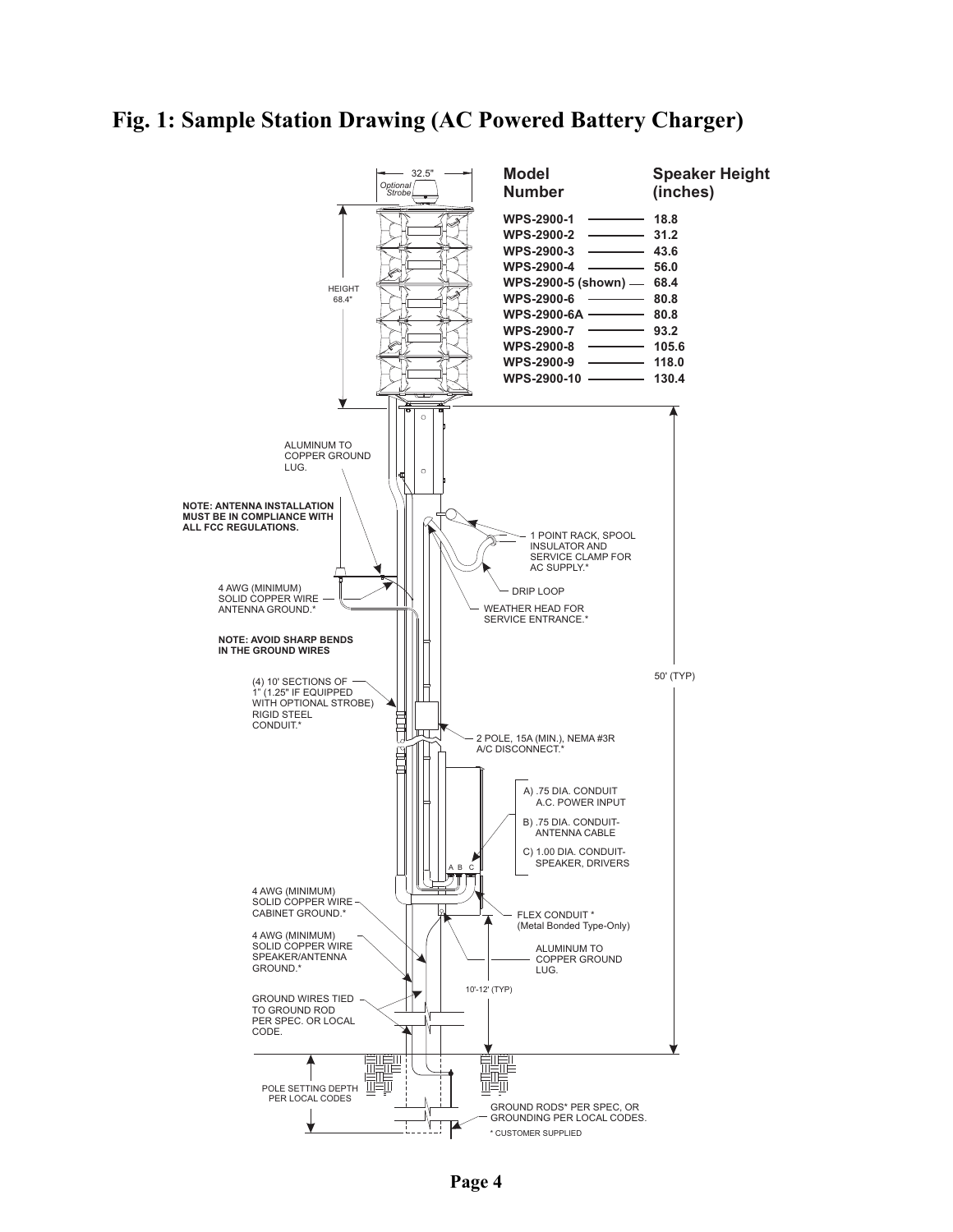# Fig. 1: Sample Station Drawing (AC Powered Battery Charger)

| Model Number | Speaker Height (inches) |
| --- | --- |
| WPS-2900-1 | 18.8 |
| WPS-2900-2 | 31.2 |
| WPS-2900-3 | 43.6 |
| WPS-2900-4 | 56.0 |
| WPS-2900-5 (shown) | 68.4 |
| WPS-2900-6 | 80.8 |
| WPS-2900-6A | 80.8 |
| WPS-2900-7 | 93.2 |
| WPS-2900-8 | 105.6 |
| WPS-2900-9 | 118.0 |
| WPS-2900-10 | 130.4 |

32.5"

Optional Strobe

HEIGHT 68.4"

ALUMINUM TO COPPER GROUND LUG.

**NOTE: ANTENNA INSTALLATION MUST BE IN COMPLIANCE WITH ALL FCC REGULATIONS.**

4 AWG (MINIMUM) SOLID COPPER WIRE ANTENNA GROUND.*

**NOTE: AVOID SHARP BENDS IN THE GROUND WIRES**

(4) 10' SECTIONS OF 1" (1.25" IF EQUIPPED WITH OPTIONAL STROBE) RIGID STEEL CONDUIT.*

1 POINT RACK, SPOOL INSULATOR AND SERVICE CLAMP FOR AC SUPPLY.*

DRIP LOOP

WEATHER HEAD FOR SERVICE ENTRANCE.*

50' (TYP)

2 POLE, 15A (MIN.), NEMA #3R A/C DISCONNECT.*

A) .75 DIA. CONDUIT A.C. POWER INPUT

B) .75 DIA. CONDUIT- ANTENNA CABLE

C) 1.00 DIA. CONDUIT- SPEAKER, DRIVERS

A B C

4 AWG (MINIMUM) SOLID COPPER WIRE CABINET GROUND.*

4 AWG (MINIMUM) SOLID COPPER WIRE SPEAKER/ANTENNA GROUND.*

FLEX CONDUIT * (Metal Bonded Type-Only)

ALUMINUM TO COPPER GROUND LUG.

10'-12' (TYP)

GROUND WIRES TIED TO GROUND ROD PER SPEC. OR LOCAL CODE.

POLE SETTING DEPTH PER LOCAL CODES

GROUND RODS* PER SPEC, OR GROUNDING PER LOCAL CODES.

* CUSTOMER SUPPLIED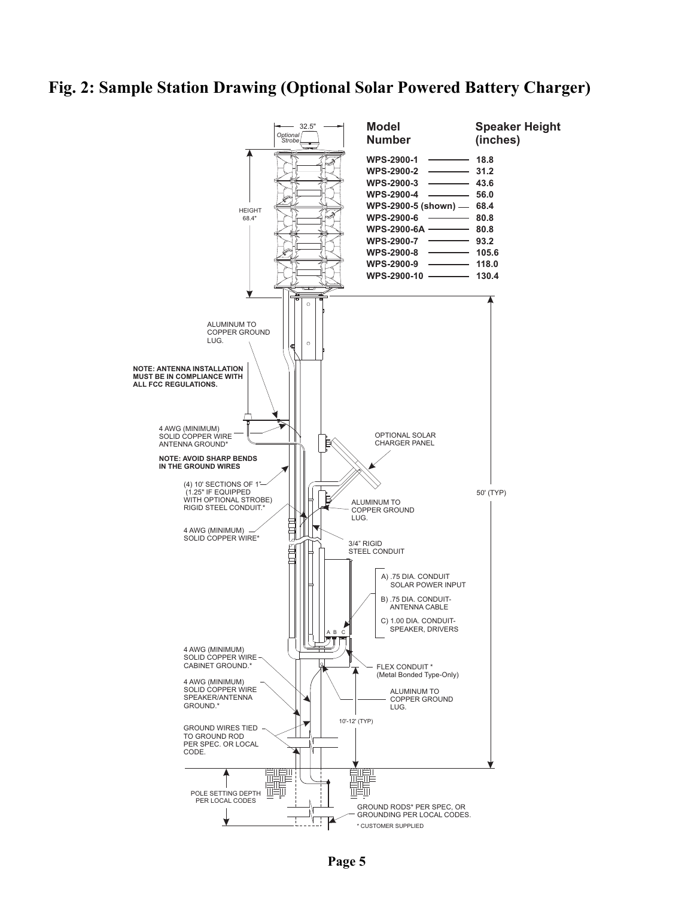# Fig. 2: Sample Station Drawing (Optional Solar Powered Battery Charger)

| Model Number | Speaker Height (inches) |
| --- | --- |
| WPS-2900-1 | 18.8 |
| WPS-2900-2 | 31.2 |
| WPS-2900-3 | 43.6 |
| WPS-2900-4 | 56.0 |
| WPS-2900-5 (shown) | 68.4 |
| WPS-2900-6 | 80.8 |
| WPS-2900-6A | 80.8 |
| WPS-2900-7 | 93.2 |
| WPS-2900-8 | 105.6 |
| WPS-2900-9 | 118.0 |
| WPS-2900-10 | 130.4 |

32.5"

Optional Strobe

HEIGHT 68.4"

ALUMINUM TO COPPER GROUND LUG.

**NOTE: ANTENNA INSTALLATION MUST BE IN COMPLIANCE WITH ALL FCC REGULATIONS.**

4 AWG (MINIMUM) SOLID COPPER WIRE ANTENNA GROUND*

**NOTE: AVOID SHARP BENDS IN THE GROUND WIRES**

(4) 10' SECTIONS OF 1" (1.25" IF EQUIPPED WITH OPTIONAL STROBE) RIGID STEEL CONDUIT.*

4 AWG (MINIMUM) SOLID COPPER WIRE*

OPTIONAL SOLAR CHARGER PANEL

ALUMINUM TO COPPER GROUND LUG.

3/4" RIGID STEEL CONDUIT

50' (TYP)

A) .75 DIA. CONDUIT SOLAR POWER INPUT

B) .75 DIA. CONDUIT- ANTENNA CABLE

C) 1.00 DIA. CONDUIT- SPEAKER, DRIVERS

A B C

4 AWG (MINIMUM) SOLID COPPER WIRE CABINET GROUND.*

4 AWG (MINIMUM) SOLID COPPER WIRE SPEAKER/ANTENNA GROUND.*

FLEX CONDUIT * (Metal Bonded Type-Only)

ALUMINUM TO COPPER GROUND LUG.

10'-12' (TYP)

GROUND WIRES TIED TO GROUND ROD PER SPEC. OR LOCAL CODE.

POLE SETTING DEPTH PER LOCAL CODES

GROUND RODS* PER SPEC, OR GROUNDING PER LOCAL CODES.

\* CUSTOMER SUPPLIED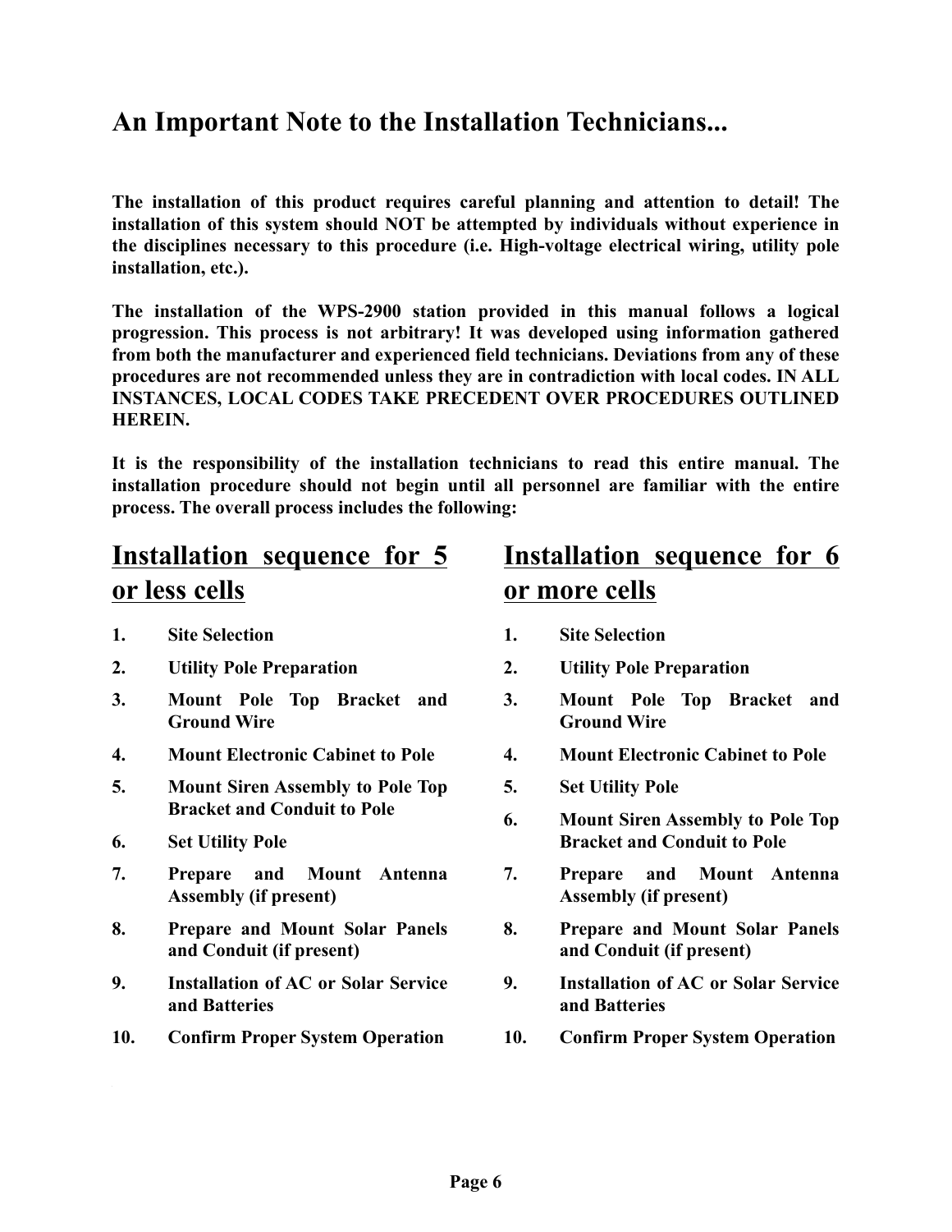## An Important Note to the Installation Technicians...

**The installation of this product requires careful planning and attention to detail! The installation of this system should NOT be attempted by individuals without experience in the disciplines necessary to this procedure (i.e. High-voltage electrical wiring, utility pole installation, etc.).**

**The installation of the WPS-2900 station provided in this manual follows a logical progression. This process is not arbitrary! It was developed using information gathered from both the manufacturer and experienced field technicians. Deviations from any of these procedures are not recommended unless they are in contradiction with local codes. IN ALL INSTANCES, LOCAL CODES TAKE PRECEDENT OVER PROCEDURES OUTLINED HEREIN.**

**It is the responsibility of the installation technicians to read this entire manual. The installation procedure should not begin until all personnel are familiar with the entire process. The overall process includes the following:**

### Installation sequence for 5 or less cells

1. **Site Selection**
2. **Utility Pole Preparation**
3. **Mount Pole Top Bracket and Ground Wire**
4. **Mount Electronic Cabinet to Pole**
5. **Mount Siren Assembly to Pole Top Bracket and Conduit to Pole**
6. **Set Utility Pole**
7. **Prepare and Mount Antenna Assembly (if present)**
8. **Prepare and Mount Solar Panels and Conduit (if present)**
9. **Installation of AC or Solar Service and Batteries**
10. **Confirm Proper System Operation**

### Installation sequence for 6 or more cells

1. **Site Selection**
2. **Utility Pole Preparation**
3. **Mount Pole Top Bracket and Ground Wire**
4. **Mount Electronic Cabinet to Pole**
5. **Set Utility Pole**
6. **Mount Siren Assembly to Pole Top Bracket and Conduit to Pole**
7. **Prepare and Mount Antenna Assembly (if present)**
8. **Prepare and Mount Solar Panels and Conduit (if present)**
9. **Installation of AC or Solar Service and Batteries**
10. **Confirm Proper System Operation**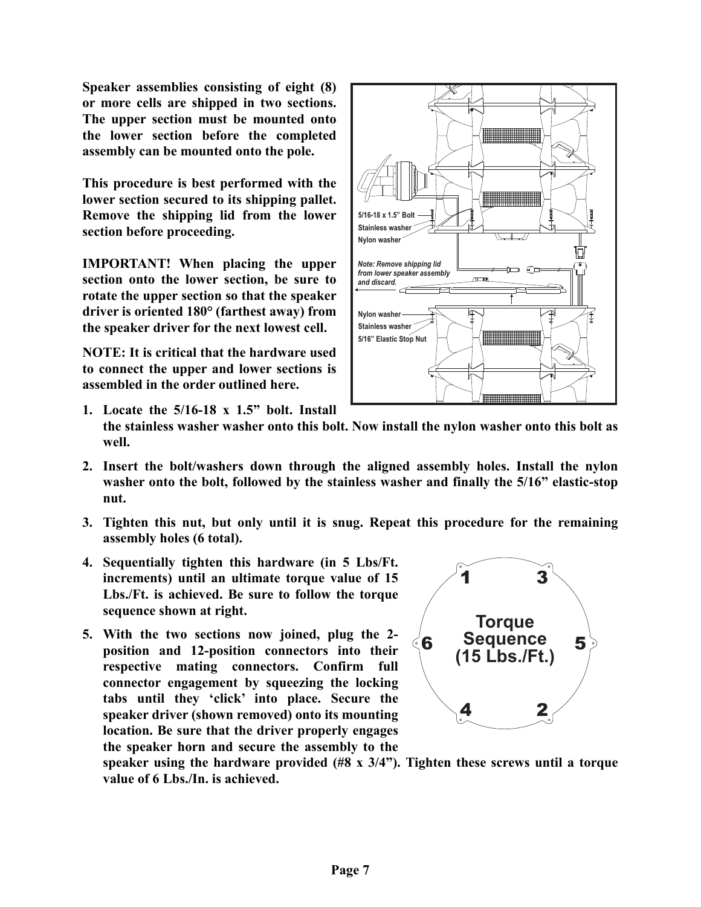**Speaker assemblies consisting of eight (8) or more cells are shipped in two sections. The upper section must be mounted onto the lower section before the completed assembly can be mounted onto the pole.**

**This procedure is best performed with the lower section secured to its shipping pallet. Remove the shipping lid from the lower section before proceeding.**

**IMPORTANT! When placing the upper section onto the lower section, be sure to rotate the upper section so that the speaker driver is oriented 180° (farthest away) from the speaker driver for the next lowest cell.**

**NOTE: It is critical that the hardware used to connect the upper and lower sections is assembled in the order outlined here.**

5/16-18 x 1.5" Bolt
Stainless washer
Nylon washer

*Note: Remove shipping lid from lower speaker assembly and discard.*

Nylon washer
Stainless washer
5/16" Elastic Stop Nut

1. **Locate the 5/16-18 x 1.5" bolt. Install the stainless washer washer onto this bolt. Now install the nylon washer onto this bolt as well.**
2. **Insert the bolt/washers down through the aligned assembly holes. Install the nylon washer onto the bolt, followed by the stainless washer and finally the 5/16" elastic-stop nut.**
3. **Tighten this nut, but only until it is snug. Repeat this procedure for the remaining assembly holes (6 total).**
4. **Sequentially tighten this hardware (in 5 Lbs/Ft. increments) until an ultimate torque value of 15 Lbs./Ft. is achieved. Be sure to follow the torque sequence shown at right.**
5. **With the two sections now joined, plug the 2-position and 12-position connectors into their respective mating connectors. Confirm full connector engagement by squeezing the locking tabs until they 'click' into place. Secure the speaker driver (shown removed) onto its mounting location. Be sure that the driver properly engages the speaker horn and secure the assembly to the speaker using the hardware provided (#8 x 3/4"). Tighten these screws until a torque value of 6 Lbs./In. is achieved.**

**Torque Sequence (15 Lbs./Ft.)**

1 3
6 5
4 2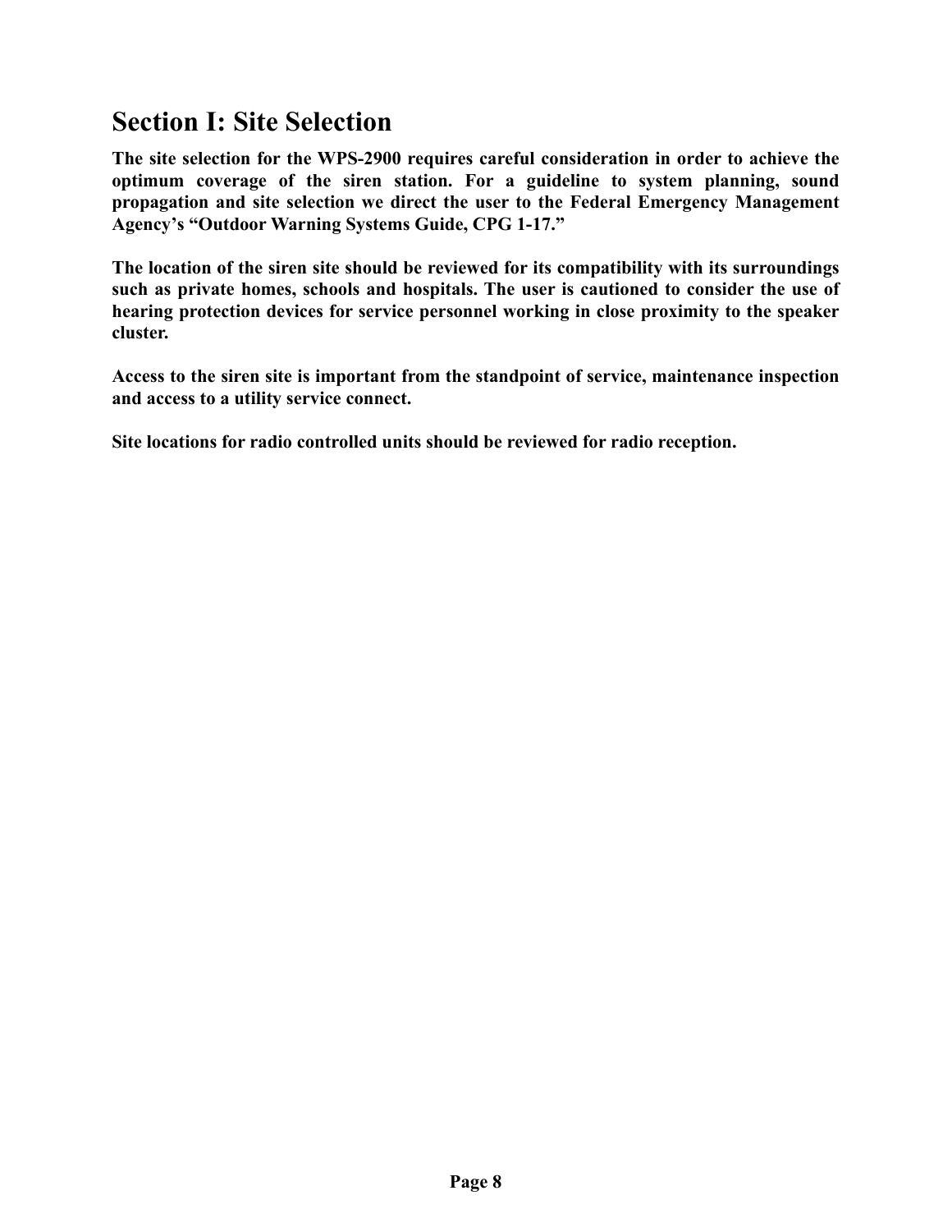# Section I: Site Selection

**The site selection for the WPS-2900 requires careful consideration in order to achieve the optimum coverage of the siren station. For a guideline to system planning, sound propagation and site selection we direct the user to the Federal Emergency Management Agency's "Outdoor Warning Systems Guide, CPG 1-17."**

**The location of the siren site should be reviewed for its compatibility with its surroundings such as private homes, schools and hospitals. The user is cautioned to consider the use of hearing protection devices for service personnel working in close proximity to the speaker cluster.**

**Access to the siren site is important from the standpoint of service, maintenance inspection and access to a utility service connect.**

**Site locations for radio controlled units should be reviewed for radio reception.**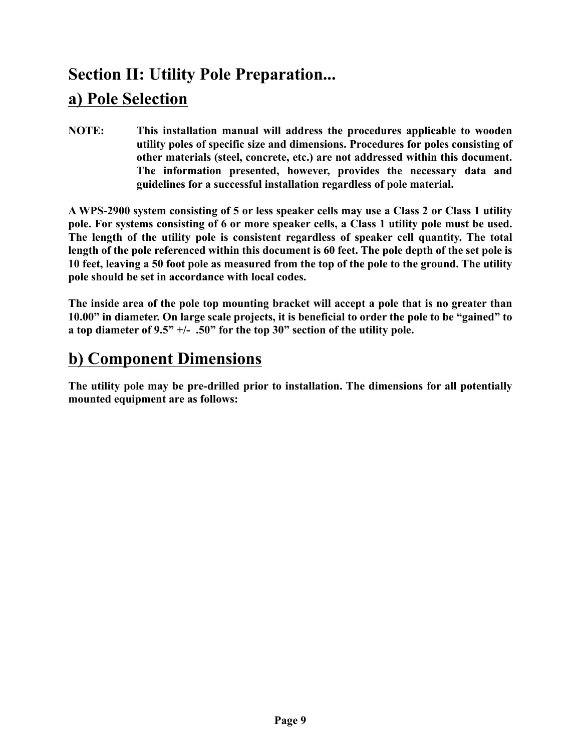# Section II: Utility Pole Preparation...

## a) Pole Selection

**NOTE: This installation manual will address the procedures applicable to wooden utility poles of specific size and dimensions. Procedures for poles consisting of other materials (steel, concrete, etc.) are not addressed within this document. The information presented, however, provides the necessary data and guidelines for a successful installation regardless of pole material.**

**A WPS-2900 system consisting of 5 or less speaker cells may use a Class 2 or Class 1 utility pole. For systems consisting of 6 or more speaker cells, a Class 1 utility pole must be used. The length of the utility pole is consistent regardless of speaker cell quantity. The total length of the pole referenced within this document is 60 feet. The pole depth of the set pole is 10 feet, leaving a 50 foot pole as measured from the top of the pole to the ground. The utility pole should be set in accordance with local codes.**

**The inside area of the pole top mounting bracket will accept a pole that is no greater than 10.00" in diameter. On large scale projects, it is beneficial to order the pole to be "gained" to a top diameter of 9.5" +/- .50" for the top 30" section of the utility pole.**

## b) Component Dimensions

**The utility pole may be pre-drilled prior to installation. The dimensions for all potentially mounted equipment are as follows:**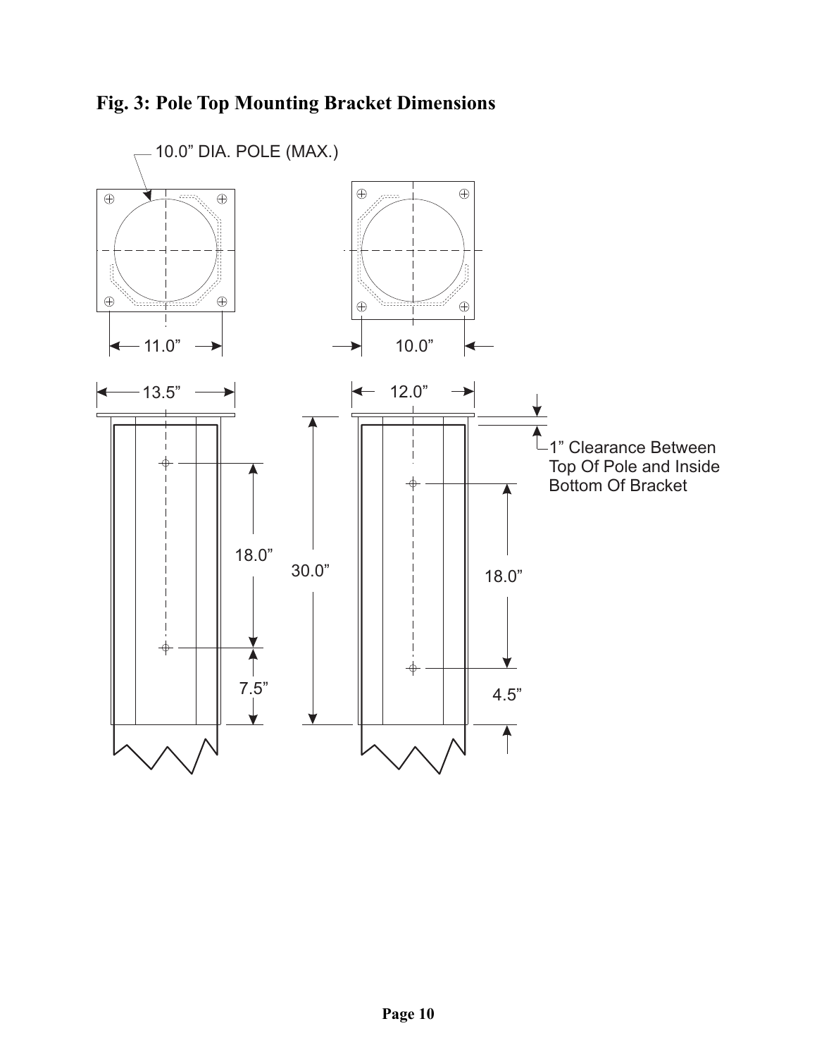# Fig. 3: Pole Top Mounting Bracket Dimensions

10.0” DIA. POLE (MAX.)

11.0”

10.0”

13.5”

12.0”

1” Clearance Between Top Of Pole and Inside Bottom Of Bracket

18.0”

30.0”

18.0”

7.5”

4.5”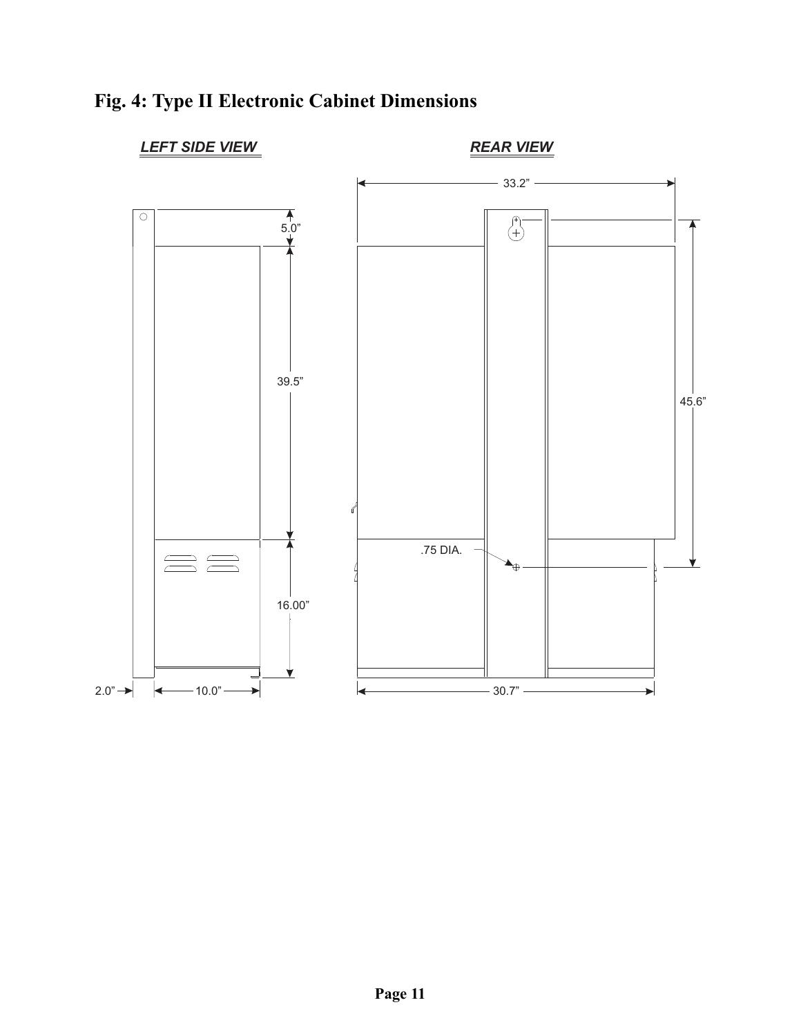# Fig. 4: Type II Electronic Cabinet Dimensions

*LEFT SIDE VIEW*

5.0”

39.5”

16.00”

2.0”

10.0”

*REAR VIEW*

33.2”

45.6”

.75 DIA.

30.7”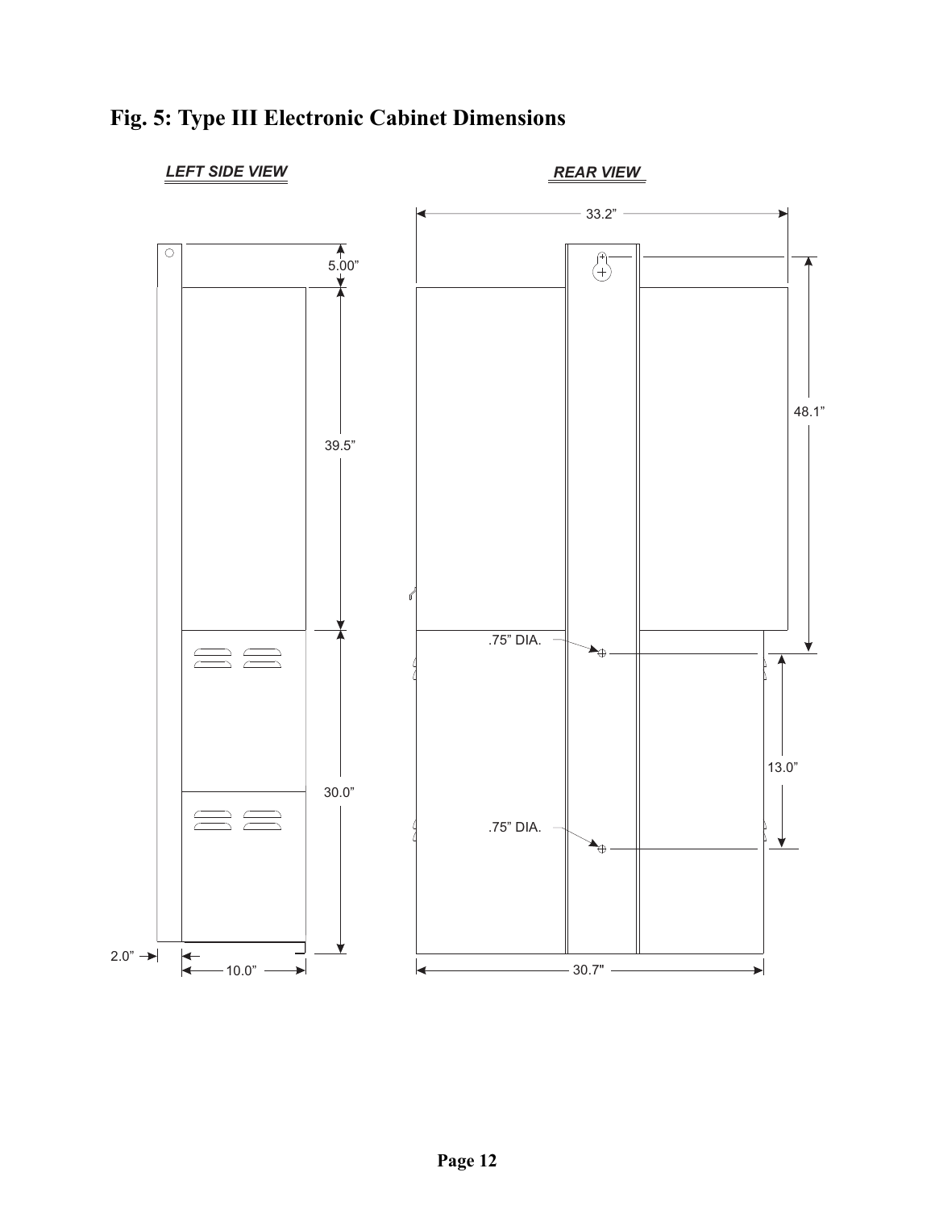# Fig. 5: Type III Electronic Cabinet Dimensions

LEFT SIDE VIEW

REAR VIEW

5.00”

39.5”

30.0”

2.0”

10.0”

33.2”

48.1”

.75” DIA.

13.0”

.75” DIA.

30.7"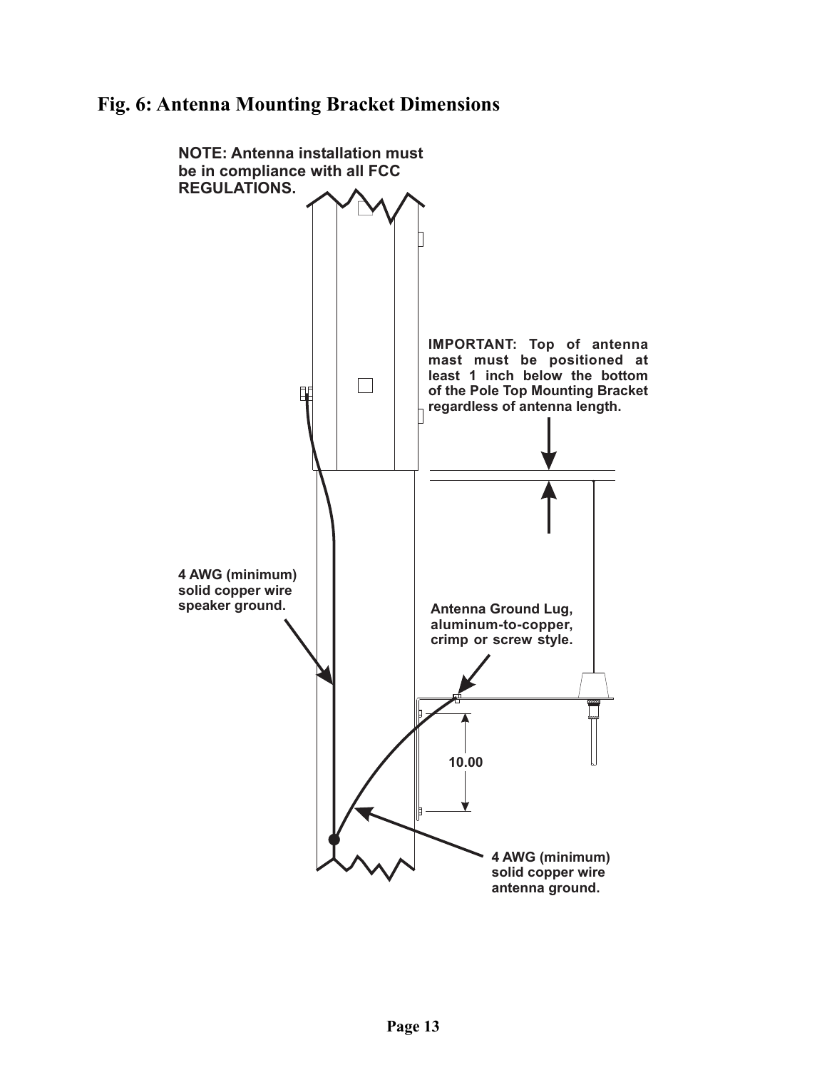## Fig. 6: Antenna Mounting Bracket Dimensions

NOTE: Antenna installation must be in compliance with all FCC REGULATIONS.

IMPORTANT: Top of antenna mast must be positioned at least 1 inch below the bottom of the Pole Top Mounting Bracket regardless of antenna length.

4 AWG (minimum) solid copper wire speaker ground.

Antenna Ground Lug, aluminum-to-copper, crimp or screw style.

10.00

4 AWG (minimum) solid copper wire antenna ground.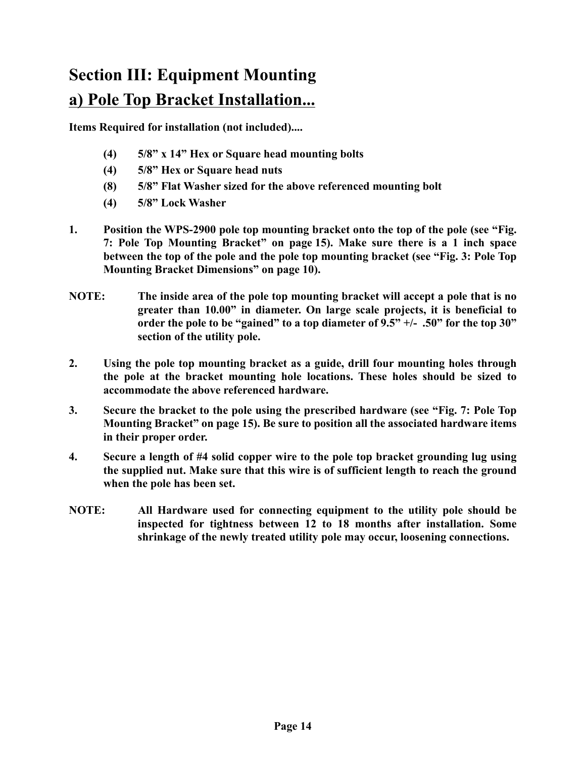# Section III: Equipment Mounting

## a) Pole Top Bracket Installation...

**Items Required for installation (not included)....**

- **(4) 5/8” x 14” Hex or Square head mounting bolts**
- **(4) 5/8” Hex or Square head nuts**
- **(8) 5/8” Flat Washer sized for the above referenced mounting bolt**
- **(4) 5/8” Lock Washer**

1. **Position the WPS-2900 pole top mounting bracket onto the top of the pole (see “Fig. 7: Pole Top Mounting Bracket” on page 15). Make sure there is a 1 inch space between the top of the pole and the pole top mounting bracket (see “Fig. 3: Pole Top Mounting Bracket Dimensions” on page 10).**

**NOTE: The inside area of the pole top mounting bracket will accept a pole that is no greater than 10.00” in diameter. On large scale projects, it is beneficial to order the pole to be “gained” to a top diameter of 9.5” +/- .50” for the top 30” section of the utility pole.**

2. **Using the pole top mounting bracket as a guide, drill four mounting holes through the pole at the bracket mounting hole locations. These holes should be sized to accommodate the above referenced hardware.**
3. **Secure the bracket to the pole using the prescribed hardware (see “Fig. 7: Pole Top Mounting Bracket” on page 15). Be sure to position all the associated hardware items in their proper order.**
4. **Secure a length of #4 solid copper wire to the pole top bracket grounding lug using the supplied nut. Make sure that this wire is of sufficient length to reach the ground when the pole has been set.**

**NOTE: All Hardware used for connecting equipment to the utility pole should be inspected for tightness between 12 to 18 months after installation. Some shrinkage of the newly treated utility pole may occur, loosening connections.**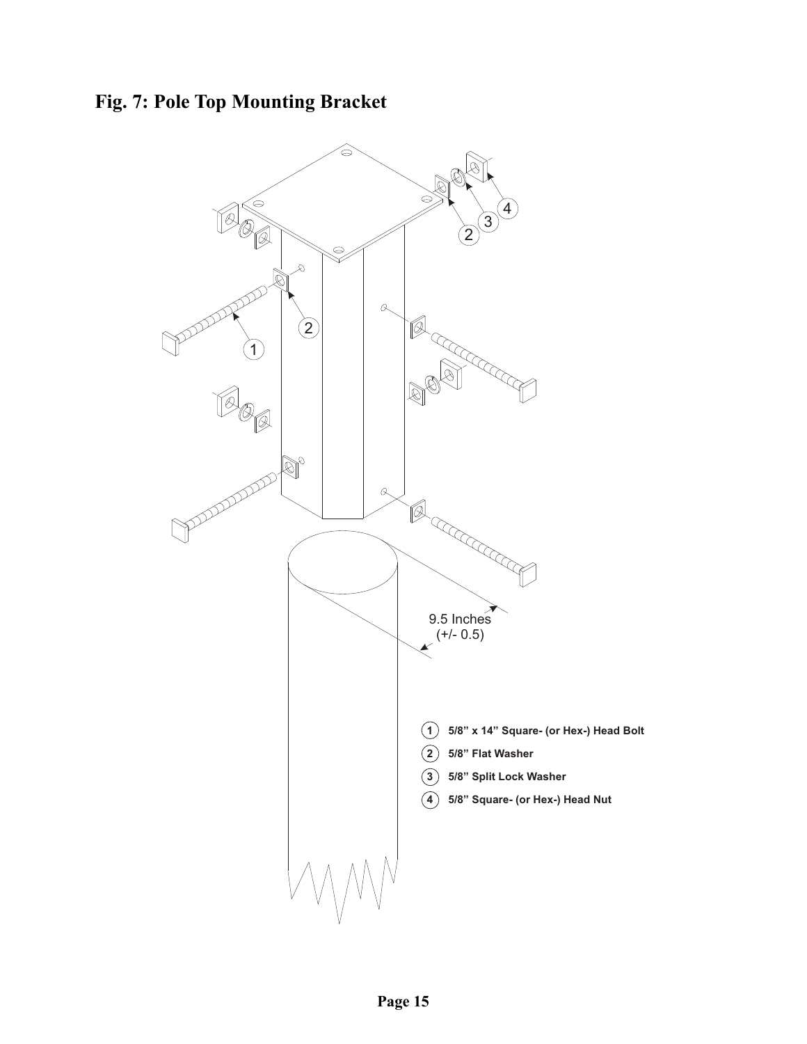# Fig. 7: Pole Top Mounting Bracket

9.5 Inches (+/- 0.5)

1. 5/8" x 14" Square- (or Hex-) Head Bolt
2. 5/8" Flat Washer
3. 5/8" Split Lock Washer
4. 5/8" Square- (or Hex-) Head Nut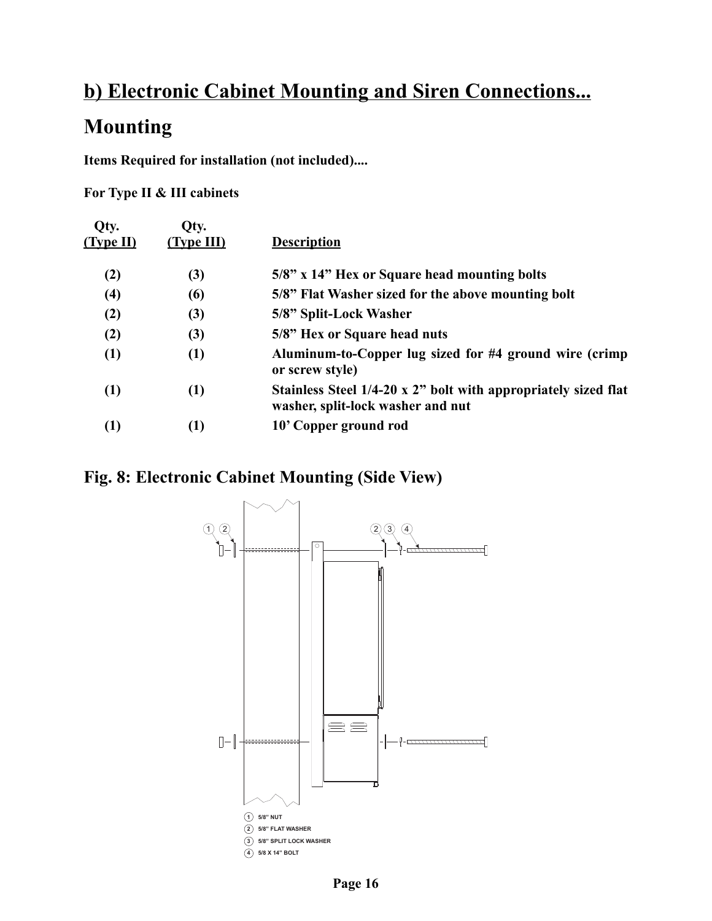## b) Electronic Cabinet Mounting and Siren Connections...

## Mounting

**Items Required for installation (not included)....**

**For Type II & III cabinets**

| Qty. (Type II) | Qty. (Type III) | Description |
|---|---|---|
| (2) | (3) | 5/8" x 14" Hex or Square head mounting bolts |
| (4) | (6) | 5/8" Flat Washer sized for the above mounting bolt |
| (2) | (3) | 5/8" Split-Lock Washer |
| (2) | (3) | 5/8" Hex or Square head nuts |
| (1) | (1) | Aluminum-to-Copper lug sized for #4 ground wire (crimp or screw style) |
| (1) | (1) | Stainless Steel 1/4-20 x 2" bolt with appropriately sized flat washer, split-lock washer and nut |
| (1) | (1) | 10' Copper ground rod |

### Fig. 8: Electronic Cabinet Mounting (Side View)

1. 5/8" NUT
2. 5/8" FLAT WASHER
3. 5/8" SPLIT LOCK WASHER
4. 5/8 X 14" BOLT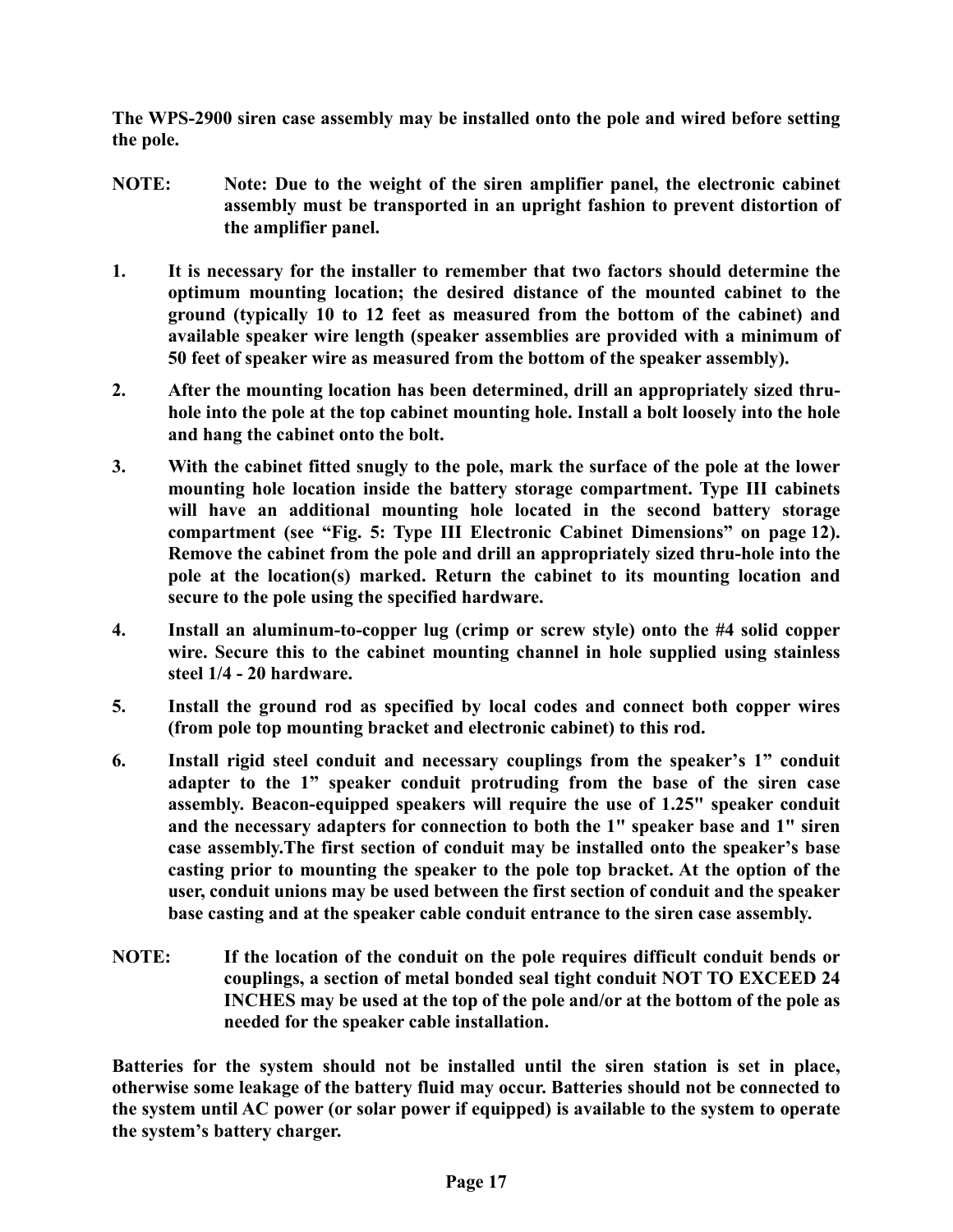**The WPS-2900 siren case assembly may be installed onto the pole and wired before setting the pole.**

**NOTE: Note: Due to the weight of the siren amplifier panel, the electronic cabinet assembly must be transported in an upright fashion to prevent distortion of the amplifier panel.**

1. **It is necessary for the installer to remember that two factors should determine the optimum mounting location; the desired distance of the mounted cabinet to the ground (typically 10 to 12 feet as measured from the bottom of the cabinet) and available speaker wire length (speaker assemblies are provided with a minimum of 50 feet of speaker wire as measured from the bottom of the speaker assembly).**
2. **After the mounting location has been determined, drill an appropriately sized thru-hole into the pole at the top cabinet mounting hole. Install a bolt loosely into the hole and hang the cabinet onto the bolt.**
3. **With the cabinet fitted snugly to the pole, mark the surface of the pole at the lower mounting hole location inside the battery storage compartment. Type III cabinets will have an additional mounting hole located in the second battery storage compartment (see "Fig. 5: Type III Electronic Cabinet Dimensions" on page 12). Remove the cabinet from the pole and drill an appropriately sized thru-hole into the pole at the location(s) marked. Return the cabinet to its mounting location and secure to the pole using the specified hardware.**
4. **Install an aluminum-to-copper lug (crimp or screw style) onto the #4 solid copper wire. Secure this to the cabinet mounting channel in hole supplied using stainless steel 1/4 - 20 hardware.**
5. **Install the ground rod as specified by local codes and connect both copper wires (from pole top mounting bracket and electronic cabinet) to this rod.**
6. **Install rigid steel conduit and necessary couplings from the speaker's 1" conduit adapter to the 1" speaker conduit protruding from the base of the siren case assembly. Beacon-equipped speakers will require the use of 1.25" speaker conduit and the necessary adapters for connection to both the 1" speaker base and 1" siren case assembly.The first section of conduit may be installed onto the speaker's base casting prior to mounting the speaker to the pole top bracket. At the option of the user, conduit unions may be used between the first section of conduit and the speaker base casting and at the speaker cable conduit entrance to the siren case assembly.**

**NOTE: If the location of the conduit on the pole requires difficult conduit bends or couplings, a section of metal bonded seal tight conduit NOT TO EXCEED 24 INCHES may be used at the top of the pole and/or at the bottom of the pole as needed for the speaker cable installation.**

**Batteries for the system should not be installed until the siren station is set in place, otherwise some leakage of the battery fluid may occur. Batteries should not be connected to the system until AC power (or solar power if equipped) is available to the system to operate the system's battery charger.**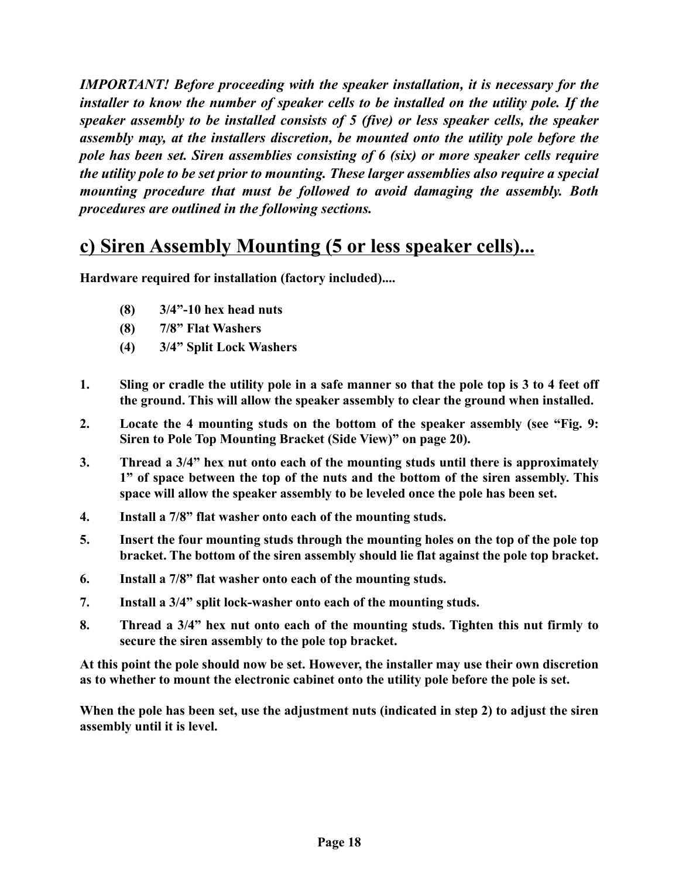***IMPORTANT! Before proceeding with the speaker installation, it is necessary for the installer to know the number of speaker cells to be installed on the utility pole. If the speaker assembly to be installed consists of 5 (five) or less speaker cells, the speaker assembly may, at the installers discretion, be mounted onto the utility pole before the pole has been set. Siren assemblies consisting of 6 (six) or more speaker cells require the utility pole to be set prior to mounting. These larger assemblies also require a special mounting procedure that must be followed to avoid damaging the assembly. Both procedures are outlined in the following sections.***

## c) Siren Assembly Mounting (5 or less speaker cells)...

**Hardware required for installation (factory included)....**

- **(8) 3/4”-10 hex head nuts**
- **(8) 7/8” Flat Washers**
- **(4) 3/4” Split Lock Washers**

1. **Sling or cradle the utility pole in a safe manner so that the pole top is 3 to 4 feet off the ground. This will allow the speaker assembly to clear the ground when installed.**
2. **Locate the 4 mounting studs on the bottom of the speaker assembly (see “Fig. 9: Siren to Pole Top Mounting Bracket (Side View)” on page 20).**
3. **Thread a 3/4” hex nut onto each of the mounting studs until there is approximately 1” of space between the top of the nuts and the bottom of the siren assembly. This space will allow the speaker assembly to be leveled once the pole has been set.**
4. **Install a 7/8” flat washer onto each of the mounting studs.**
5. **Insert the four mounting studs through the mounting holes on the top of the pole top bracket. The bottom of the siren assembly should lie flat against the pole top bracket.**
6. **Install a 7/8” flat washer onto each of the mounting studs.**
7. **Install a 3/4” split lock-washer onto each of the mounting studs.**
8. **Thread a 3/4” hex nut onto each of the mounting studs. Tighten this nut firmly to secure the siren assembly to the pole top bracket.**

**At this point the pole should now be set. However, the installer may use their own discretion as to whether to mount the electronic cabinet onto the utility pole before the pole is set.**

**When the pole has been set, use the adjustment nuts (indicated in step 2) to adjust the siren assembly until it is level.**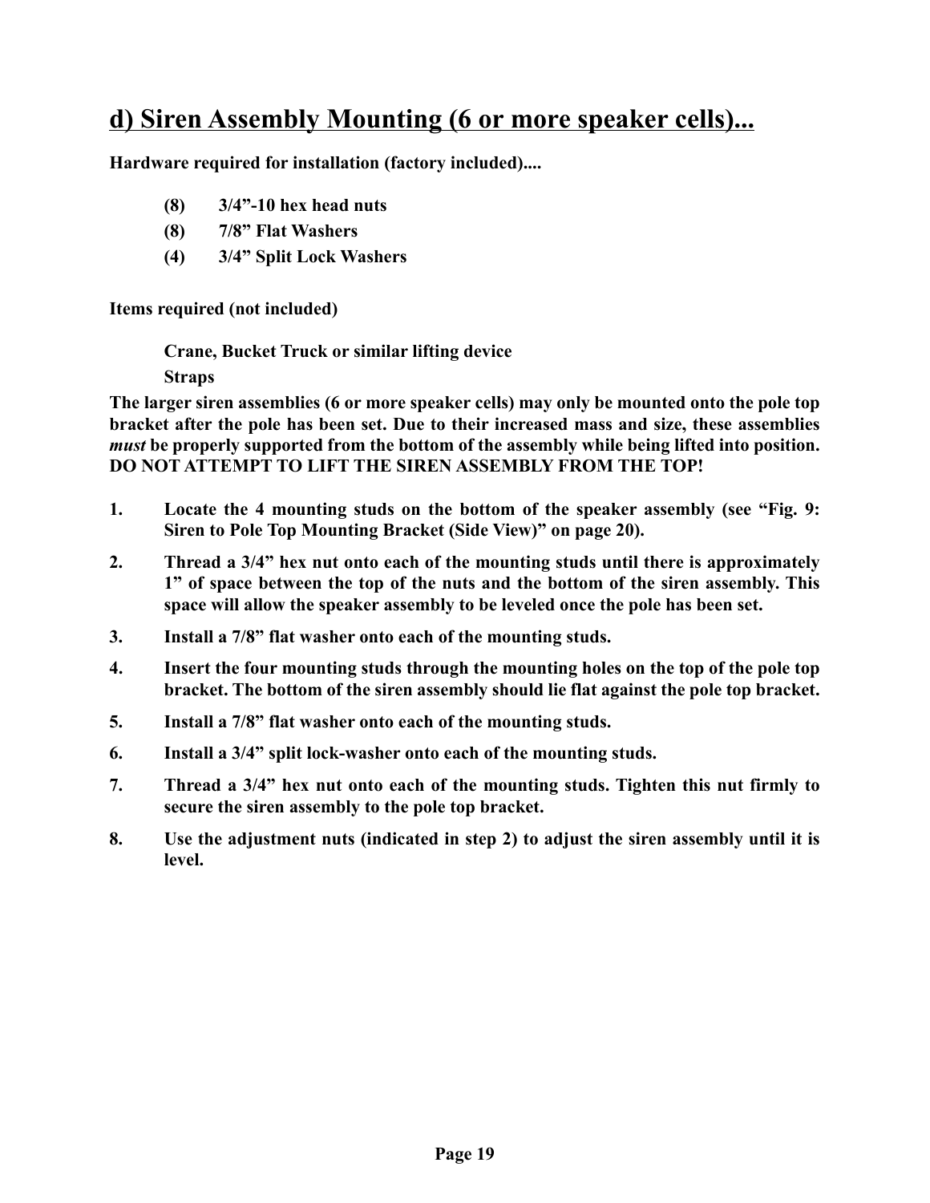## d) Siren Assembly Mounting (6 or more speaker cells)...

**Hardware required for installation (factory included)....**

- **(8) 3/4”-10 hex head nuts**
- **(8) 7/8” Flat Washers**
- **(4) 3/4” Split Lock Washers**

**Items required (not included)**

**Crane, Bucket Truck or similar lifting device**

**Straps**

**The larger siren assemblies (6 or more speaker cells) may only be mounted onto the pole top bracket after the pole has been set. Due to their increased mass and size, these assemblies *must* be properly supported from the bottom of the assembly while being lifted into position. DO NOT ATTEMPT TO LIFT THE SIREN ASSEMBLY FROM THE TOP!**

1. **Locate the 4 mounting studs on the bottom of the speaker assembly (see “Fig. 9: Siren to Pole Top Mounting Bracket (Side View)” on page 20).**
2. **Thread a 3/4” hex nut onto each of the mounting studs until there is approximately 1” of space between the top of the nuts and the bottom of the siren assembly. This space will allow the speaker assembly to be leveled once the pole has been set.**
3. **Install a 7/8” flat washer onto each of the mounting studs.**
4. **Insert the four mounting studs through the mounting holes on the top of the pole top bracket. The bottom of the siren assembly should lie flat against the pole top bracket.**
5. **Install a 7/8” flat washer onto each of the mounting studs.**
6. **Install a 3/4” split lock-washer onto each of the mounting studs.**
7. **Thread a 3/4” hex nut onto each of the mounting studs. Tighten this nut firmly to secure the siren assembly to the pole top bracket.**
8. **Use the adjustment nuts (indicated in step 2) to adjust the siren assembly until it is level.**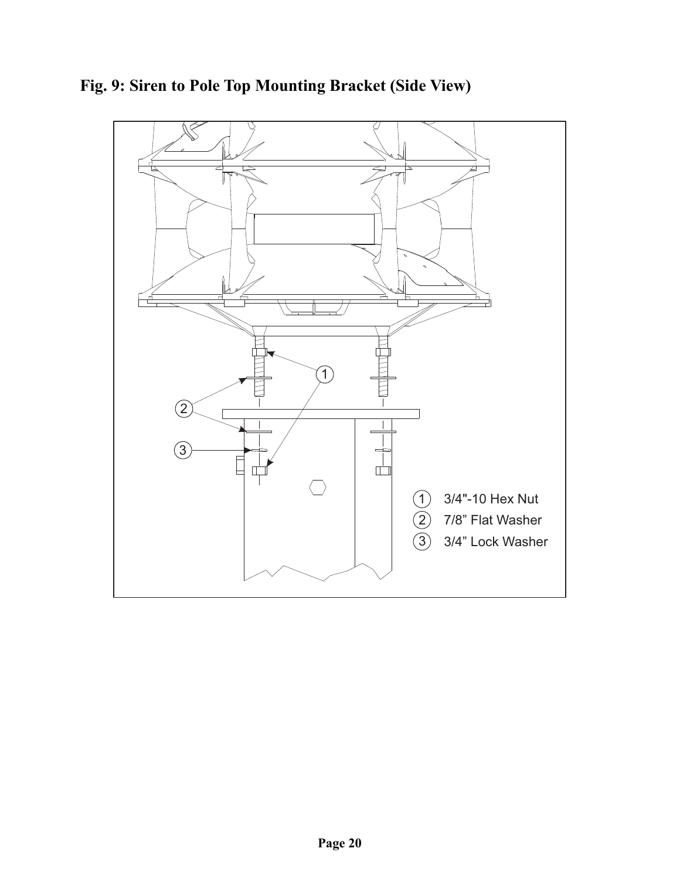# Fig. 9: Siren to Pole Top Mounting Bracket (Side View)

1. 3/4"-10 Hex Nut
2. 7/8” Flat Washer
3. 3/4” Lock Washer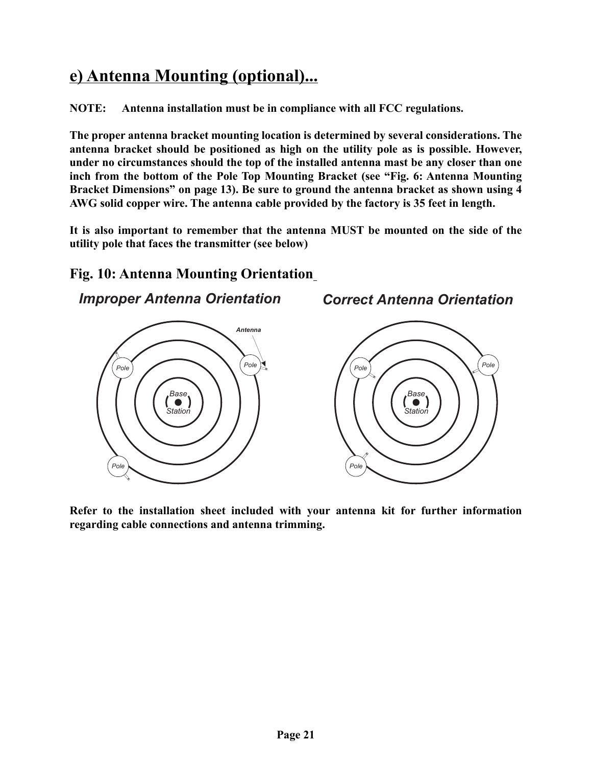## e) Antenna Mounting (optional)...

**NOTE: Antenna installation must be in compliance with all FCC regulations.**

**The proper antenna bracket mounting location is determined by several considerations. The antenna bracket should be positioned as high on the utility pole as is possible. However, under no circumstances should the top of the installed antenna mast be any closer than one inch from the bottom of the Pole Top Mounting Bracket (see "Fig. 6: Antenna Mounting Bracket Dimensions" on page 13). Be sure to ground the antenna bracket as shown using 4 AWG solid copper wire. The antenna cable provided by the factory is 35 feet in length.**

**It is also important to remember that the antenna MUST be mounted on the side of the utility pole that faces the transmitter (see below)**

### Fig. 10: Antenna Mounting Orientation

***Improper Antenna Orientation*** ***Correct Antenna Orientation***

**Refer to the installation sheet included with your antenna kit for further information regarding cable connections and antenna trimming.**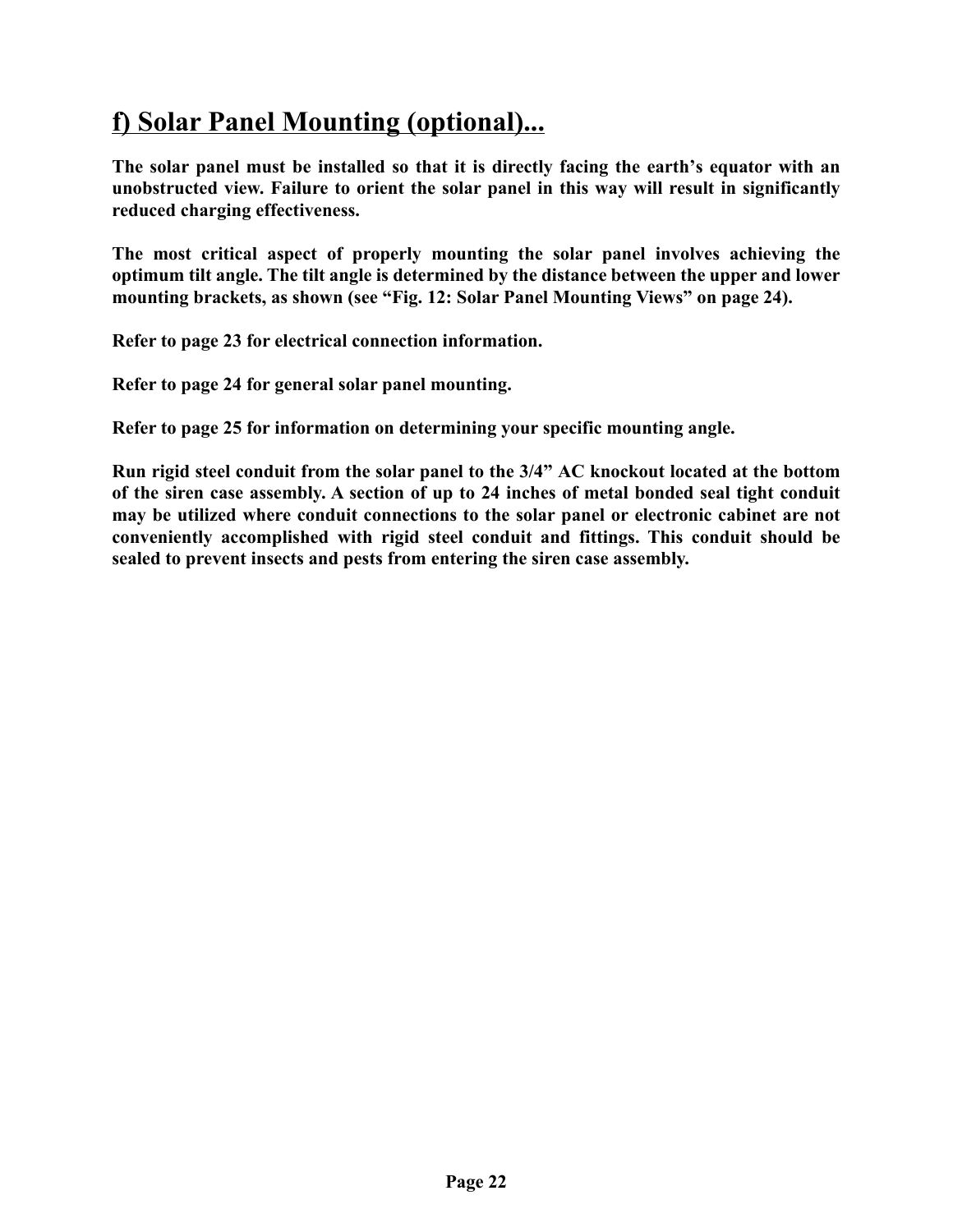## f) Solar Panel Mounting (optional)...

**The solar panel must be installed so that it is directly facing the earth's equator with an unobstructed view. Failure to orient the solar panel in this way will result in significantly reduced charging effectiveness.**

**The most critical aspect of properly mounting the solar panel involves achieving the optimum tilt angle. The tilt angle is determined by the distance between the upper and lower mounting brackets, as shown (see "Fig. 12: Solar Panel Mounting Views" on page 24).**

**Refer to page 23 for electrical connection information.**

**Refer to page 24 for general solar panel mounting.**

**Refer to page 25 for information on determining your specific mounting angle.**

**Run rigid steel conduit from the solar panel to the 3/4" AC knockout located at the bottom of the siren case assembly. A section of up to 24 inches of metal bonded seal tight conduit may be utilized where conduit connections to the solar panel or electronic cabinet are not conveniently accomplished with rigid steel conduit and fittings. This conduit should be sealed to prevent insects and pests from entering the siren case assembly.**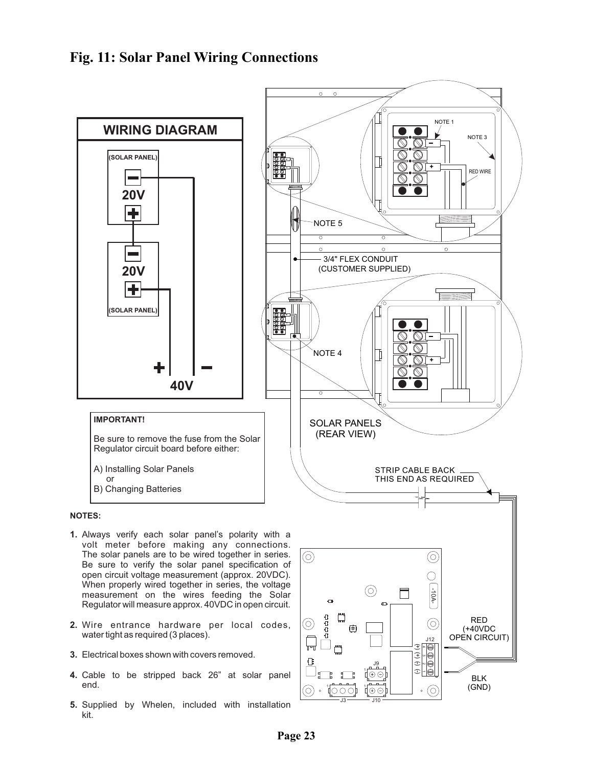# Fig. 11: Solar Panel Wiring Connections

**WIRING DIAGRAM**

(SOLAR PANEL) 20V

20V (SOLAR PANEL)

+ − 40V

NOTE 1

NOTE 3

RED WIRE

NOTE 5

3/4" FLEX CONDUIT (CUSTOMER SUPPLIED)

NOTE 4

SOLAR PANELS (REAR VIEW)

STRIP CABLE BACK THIS END AS REQUIRED

RED (+40VDC OPEN CIRCUIT)

BLK (GND)

**IMPORTANT!**

Be sure to remove the fuse from the Solar Regulator circuit board before either:

A) Installing Solar Panels
or
B) Changing Batteries

**NOTES:**

1. Always verify each solar panel's polarity with a volt meter before making any connections. The solar panels are to be wired together in series. Be sure to verify the solar panel specification of open circuit voltage measurement (approx. 20VDC). When properly wired together in series, the voltage measurement on the wires feeding the Solar Regulator will measure approx. 40VDC in open circuit.
2. Wire entrance hardware per local codes, water tight as required (3 places).
3. Electrical boxes shown with covers removed.
4. Cable to be stripped back 26" at solar panel end.
5. Supplied by Whelen, included with installation kit.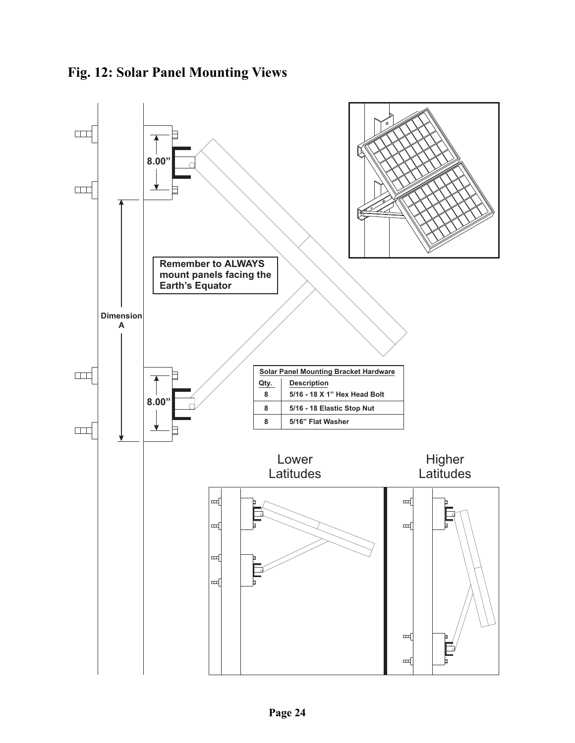## Fig. 12: Solar Panel Mounting Views

8.00”

Dimension A

8.00”

**Remember to ALWAYS mount panels facing the Earth’s Equator**

| Solar Panel Mounting Bracket Hardware | |
|---|---|
| **Qty.** | **Description** |
| 8 | 5/16 - 18 X 1” Hex Head Bolt |
| 8 | 5/16 - 18 Elastic Stop Nut |
| 8 | 5/16” Flat Washer |

Lower Latitudes

Higher Latitudes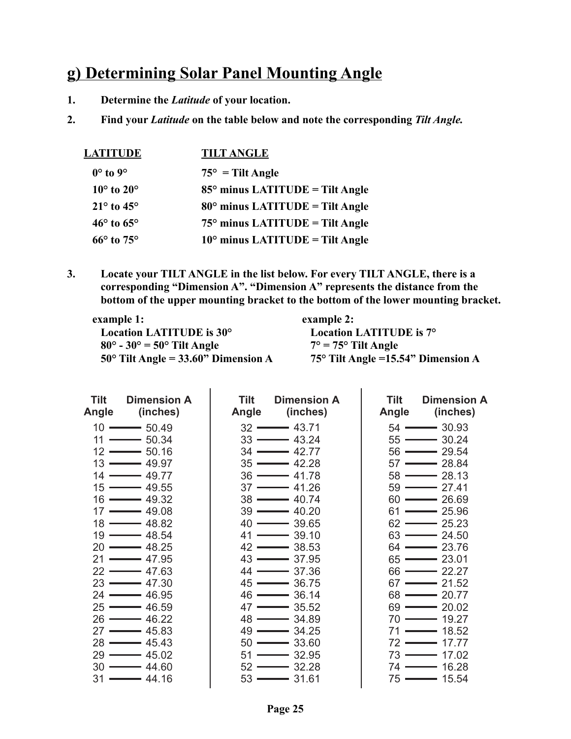## g) Determining Solar Panel Mounting Angle

1. **Determine the *Latitude* of your location.**
2. **Find your *Latitude* on the table below and note the corresponding *Tilt Angle.***

| LATITUDE | TILT ANGLE |
|---|---|
| 0° to 9° | 75° = Tilt Angle |
| 10° to 20° | 85° minus LATITUDE = Tilt Angle |
| 21° to 45° | 80° minus LATITUDE = Tilt Angle |
| 46° to 65° | 75° minus LATITUDE = Tilt Angle |
| 66° to 75° | 10° minus LATITUDE = Tilt Angle |

3. **Locate your TILT ANGLE in the list below. For every TILT ANGLE, there is a corresponding "Dimension A". "Dimension A" represents the distance from the bottom of the upper mounting bracket to the bottom of the lower mounting bracket.**

**example 1:**
**Location LATITUDE is 30°**
**80° - 30° = 50° Tilt Angle**
**50° Tilt Angle = 33.60" Dimension A**

**example 2:**
**Location LATITUDE is 7°**
**7° = 75° Tilt Angle**
**75° Tilt Angle =15.54" Dimension A**

| Tilt Angle | Dimension A (inches) | Tilt Angle | Dimension A (inches) | Tilt Angle | Dimension A (inches) |
|---|---|---|---|---|---|
| 10 | 50.49 | 32 | 43.71 | 54 | 30.93 |
| 11 | 50.34 | 33 | 43.24 | 55 | 30.24 |
| 12 | 50.16 | 34 | 42.77 | 56 | 29.54 |
| 13 | 49.97 | 35 | 42.28 | 57 | 28.84 |
| 14 | 49.77 | 36 | 41.78 | 58 | 28.13 |
| 15 | 49.55 | 37 | 41.26 | 59 | 27.41 |
| 16 | 49.32 | 38 | 40.74 | 60 | 26.69 |
| 17 | 49.08 | 39 | 40.20 | 61 | 25.96 |
| 18 | 48.82 | 40 | 39.65 | 62 | 25.23 |
| 19 | 48.54 | 41 | 39.10 | 63 | 24.50 |
| 20 | 48.25 | 42 | 38.53 | 64 | 23.76 |
| 21 | 47.95 | 43 | 37.95 | 65 | 23.01 |
| 22 | 47.63 | 44 | 37.36 | 66 | 22.27 |
| 23 | 47.30 | 45 | 36.75 | 67 | 21.52 |
| 24 | 46.95 | 46 | 36.14 | 68 | 20.77 |
| 25 | 46.59 | 47 | 35.52 | 69 | 20.02 |
| 26 | 46.22 | 48 | 34.89 | 70 | 19.27 |
| 27 | 45.83 | 49 | 34.25 | 71 | 18.52 |
| 28 | 45.43 | 50 | 33.60 | 72 | 17.77 |
| 29 | 45.02 | 51 | 32.95 | 73 | 17.02 |
| 30 | 44.60 | 52 | 32.28 | 74 | 16.28 |
| 31 | 44.16 | 53 | 31.61 | 75 | 15.54 |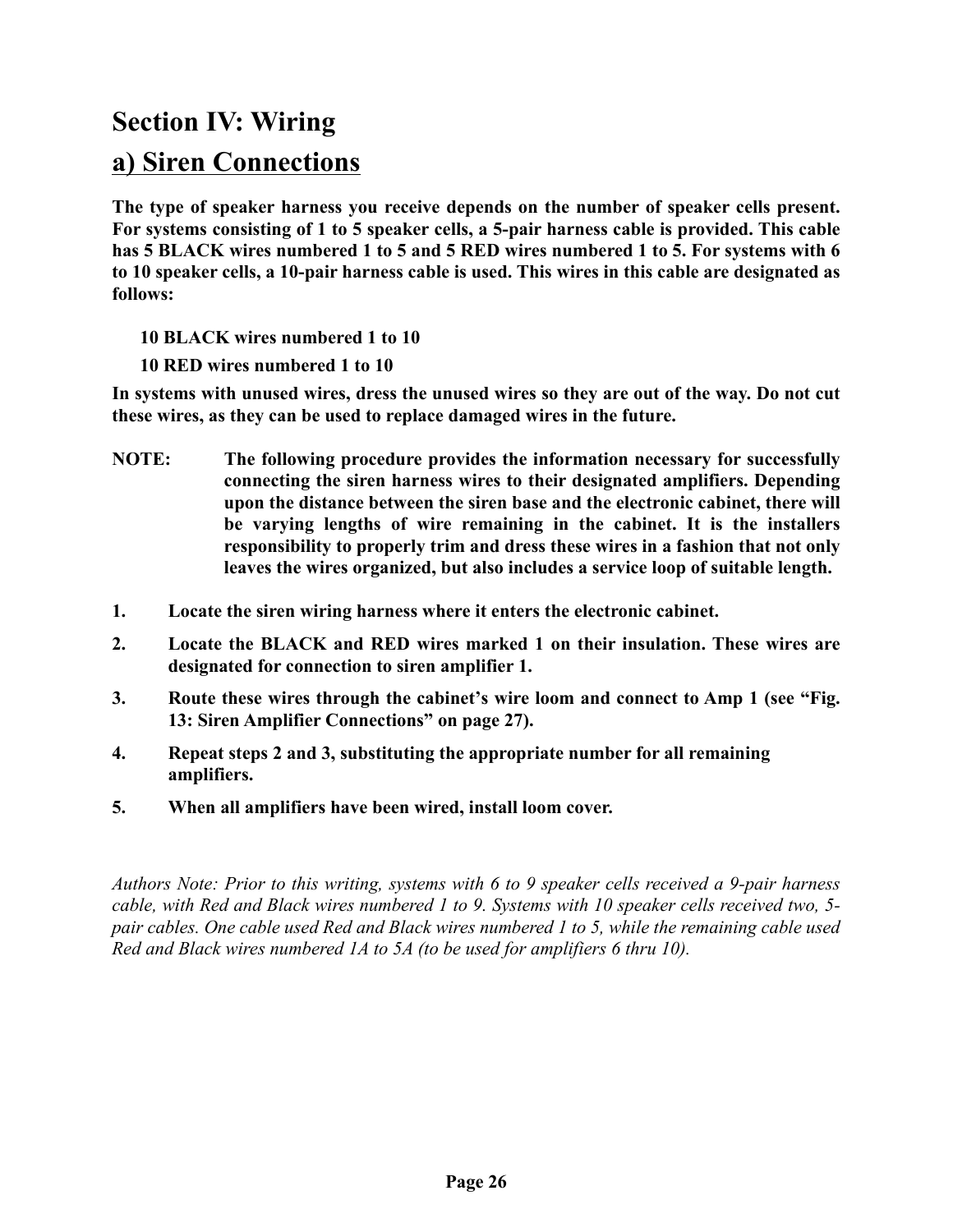# Section IV: Wiring

## a) Siren Connections

**The type of speaker harness you receive depends on the number of speaker cells present. For systems consisting of 1 to 5 speaker cells, a 5-pair harness cable is provided. This cable has 5 BLACK wires numbered 1 to 5 and 5 RED wires numbered 1 to 5. For systems with 6 to 10 speaker cells, a 10-pair harness cable is used. This wires in this cable are designated as follows:**

**10 BLACK wires numbered 1 to 10**

**10 RED wires numbered 1 to 10**

**In systems with unused wires, dress the unused wires so they are out of the way. Do not cut these wires, as they can be used to replace damaged wires in the future.**

**NOTE: The following procedure provides the information necessary for successfully connecting the siren harness wires to their designated amplifiers. Depending upon the distance between the siren base and the electronic cabinet, there will be varying lengths of wire remaining in the cabinet. It is the installers responsibility to properly trim and dress these wires in a fashion that not only leaves the wires organized, but also includes a service loop of suitable length.**

1. **Locate the siren wiring harness where it enters the electronic cabinet.**
2. **Locate the BLACK and RED wires marked 1 on their insulation. These wires are designated for connection to siren amplifier 1.**
3. **Route these wires through the cabinet's wire loom and connect to Amp 1 (see "Fig. 13: Siren Amplifier Connections" on page 27).**
4. **Repeat steps 2 and 3, substituting the appropriate number for all remaining amplifiers.**
5. **When all amplifiers have been wired, install loom cover.**

*Authors Note: Prior to this writing, systems with 6 to 9 speaker cells received a 9-pair harness cable, with Red and Black wires numbered 1 to 9. Systems with 10 speaker cells received two, 5-pair cables. One cable used Red and Black wires numbered 1 to 5, while the remaining cable used Red and Black wires numbered 1A to 5A (to be used for amplifiers 6 thru 10).*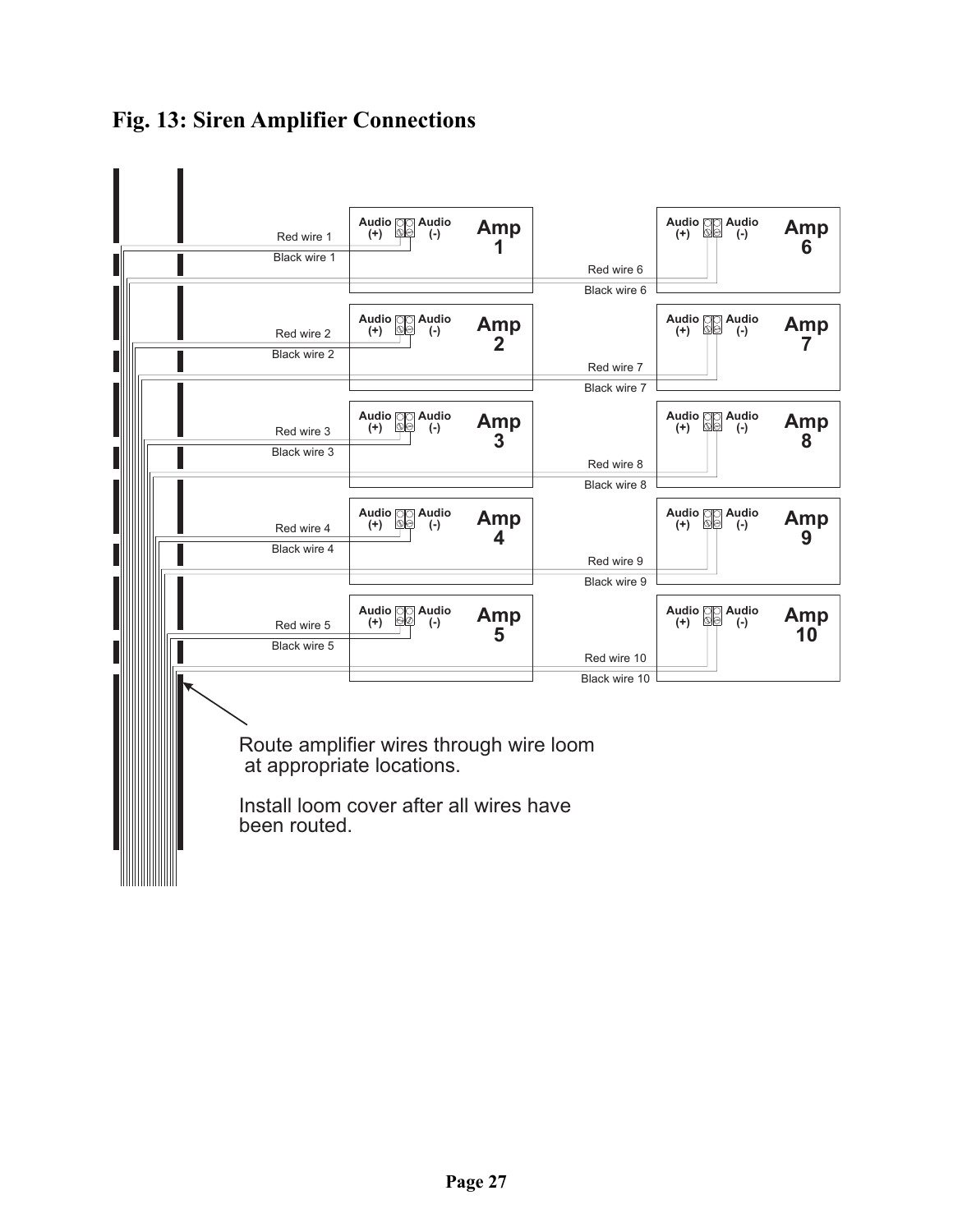# Fig. 13: Siren Amplifier Connections

Amp 1 — Audio (+): Red wire 1; Audio (-): Black wire 1

Amp 2 — Audio (+): Red wire 2; Audio (-): Black wire 2

Amp 3 — Audio (+): Red wire 3; Audio (-): Black wire 3

Amp 4 — Audio (+): Red wire 4; Audio (-): Black wire 4

Amp 5 — Audio (+): Red wire 5; Audio (-): Black wire 5

Amp 6 — Audio (+): Red wire 6; Audio (-): Black wire 6

Amp 7 — Audio (+): Red wire 7; Audio (-): Black wire 7

Amp 8 — Audio (+): Red wire 8; Audio (-): Black wire 8

Amp 9 — Audio (+): Red wire 9; Audio (-): Black wire 9

Amp 10 — Audio (+): Red wire 10; Audio (-): Black wire 10

Route amplifier wires through wire loom at appropriate locations.

Install loom cover after all wires have been routed.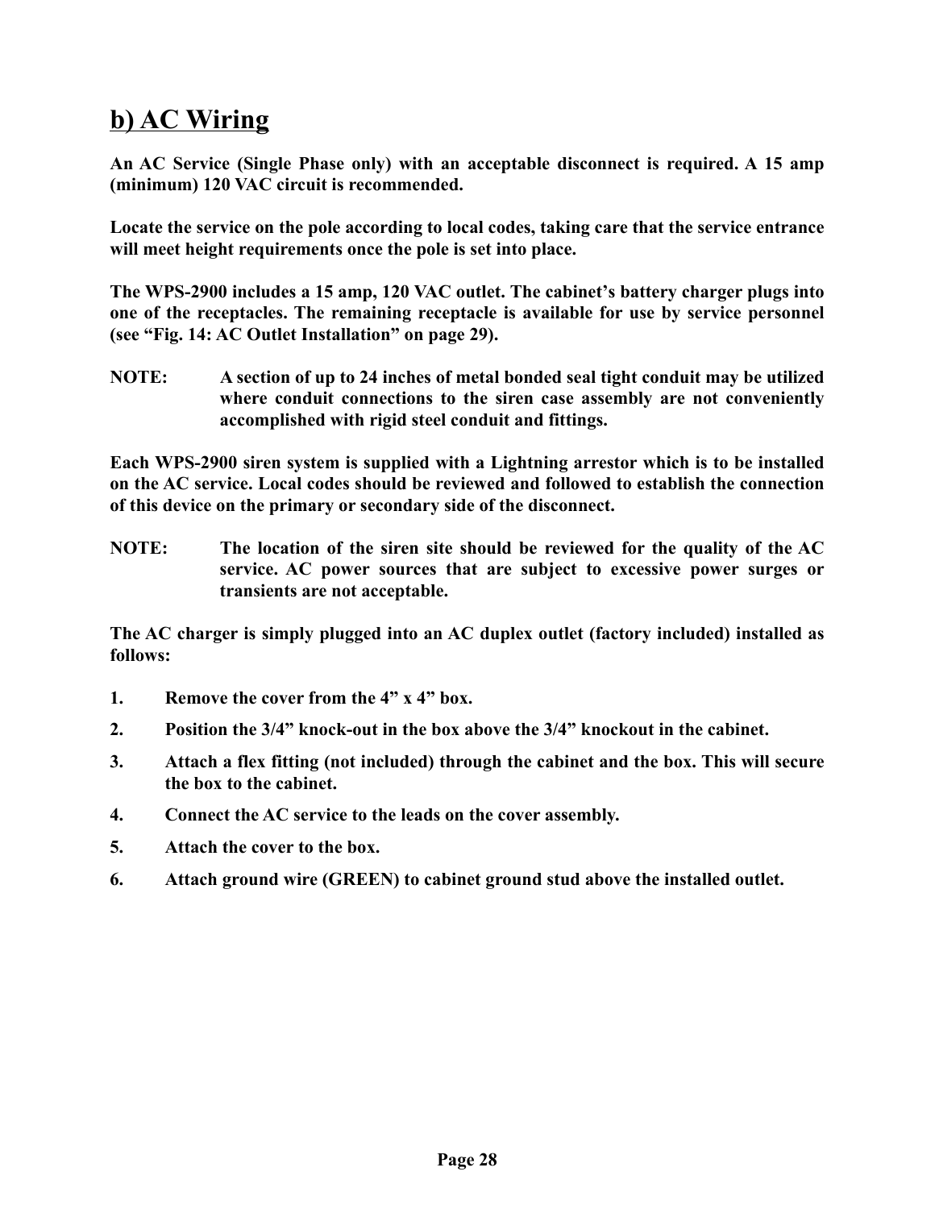## b) AC Wiring

**An AC Service (Single Phase only) with an acceptable disconnect is required. A 15 amp (minimum) 120 VAC circuit is recommended.**

**Locate the service on the pole according to local codes, taking care that the service entrance will meet height requirements once the pole is set into place.**

**The WPS-2900 includes a 15 amp, 120 VAC outlet. The cabinet's battery charger plugs into one of the receptacles. The remaining receptacle is available for use by service personnel (see "Fig. 14: AC Outlet Installation" on page 29).**

**NOTE: A section of up to 24 inches of metal bonded seal tight conduit may be utilized where conduit connections to the siren case assembly are not conveniently accomplished with rigid steel conduit and fittings.**

**Each WPS-2900 siren system is supplied with a Lightning arrestor which is to be installed on the AC service. Local codes should be reviewed and followed to establish the connection of this device on the primary or secondary side of the disconnect.**

**NOTE: The location of the siren site should be reviewed for the quality of the AC service. AC power sources that are subject to excessive power surges or transients are not acceptable.**

**The AC charger is simply plugged into an AC duplex outlet (factory included) installed as follows:**

1. **Remove the cover from the 4" x 4" box.**
2. **Position the 3/4" knock-out in the box above the 3/4" knockout in the cabinet.**
3. **Attach a flex fitting (not included) through the cabinet and the box. This will secure the box to the cabinet.**
4. **Connect the AC service to the leads on the cover assembly.**
5. **Attach the cover to the box.**
6. **Attach ground wire (GREEN) to cabinet ground stud above the installed outlet.**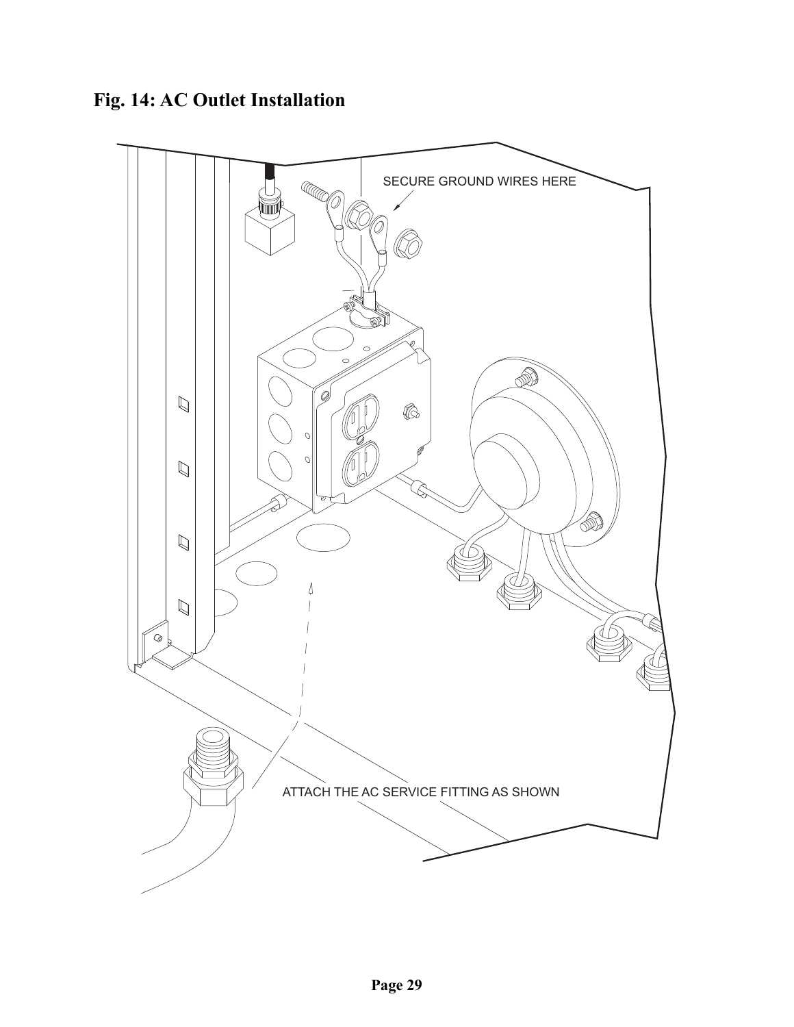# Fig. 14: AC Outlet Installation

SECURE GROUND WIRES HERE

ATTACH THE AC SERVICE FITTING AS SHOWN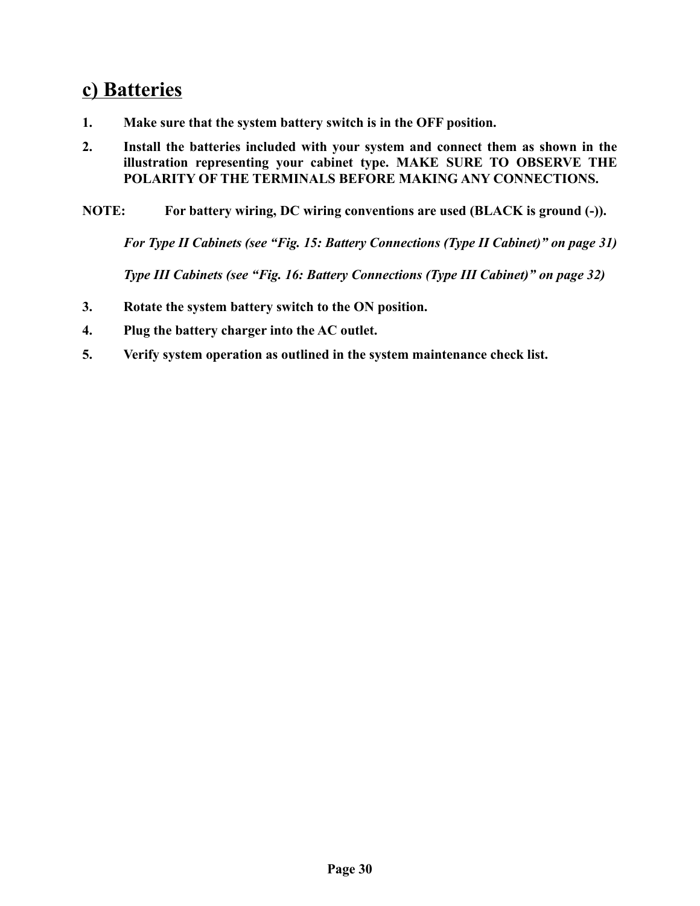## c) Batteries

1. **Make sure that the system battery switch is in the OFF position.**
2. **Install the batteries included with your system and connect them as shown in the illustration representing your cabinet type. MAKE SURE TO OBSERVE THE POLARITY OF THE TERMINALS BEFORE MAKING ANY CONNECTIONS.**

**NOTE:** **For battery wiring, DC wiring conventions are used (BLACK is ground (-)).**

***For Type II Cabinets (see "Fig. 15: Battery Connections (Type II Cabinet)" on page 31)***

***Type III Cabinets (see "Fig. 16: Battery Connections (Type III Cabinet)" on page 32)***

3. **Rotate the system battery switch to the ON position.**
4. **Plug the battery charger into the AC outlet.**
5. **Verify system operation as outlined in the system maintenance check list.**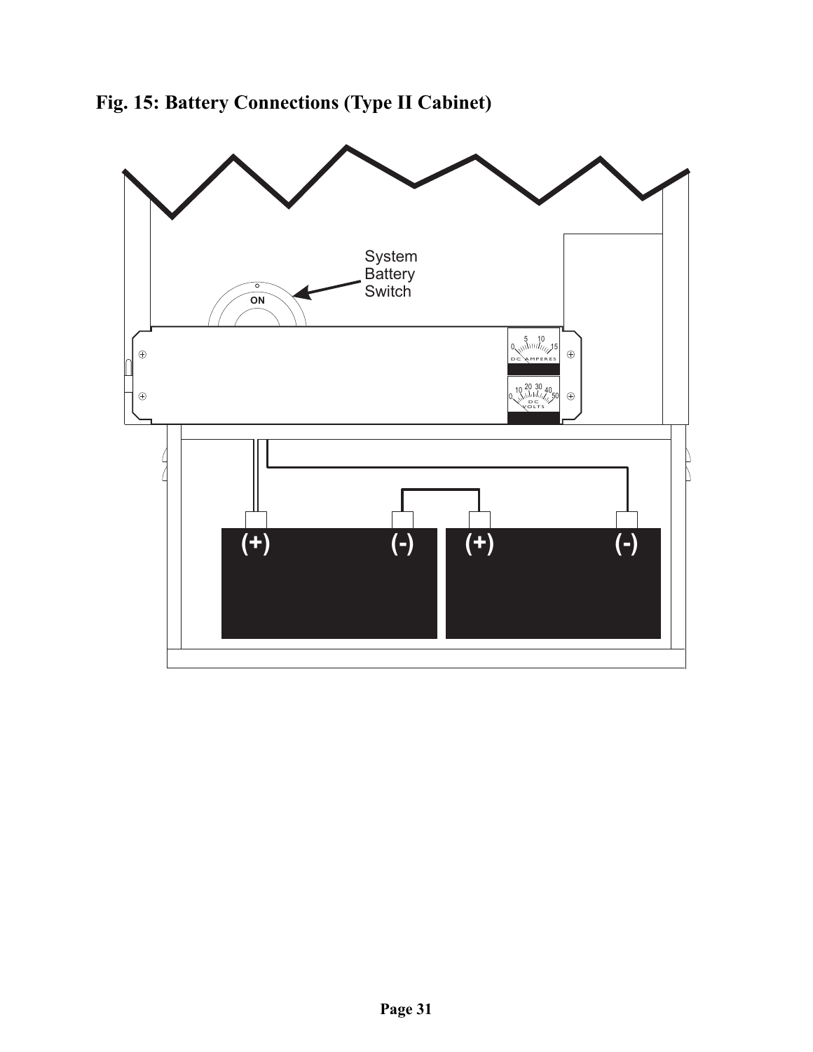**Fig. 15: Battery Connections (Type II Cabinet)**

System Battery Switch

ON

DC AMPERES

DC VOLTS

(+) (-) (+) (-)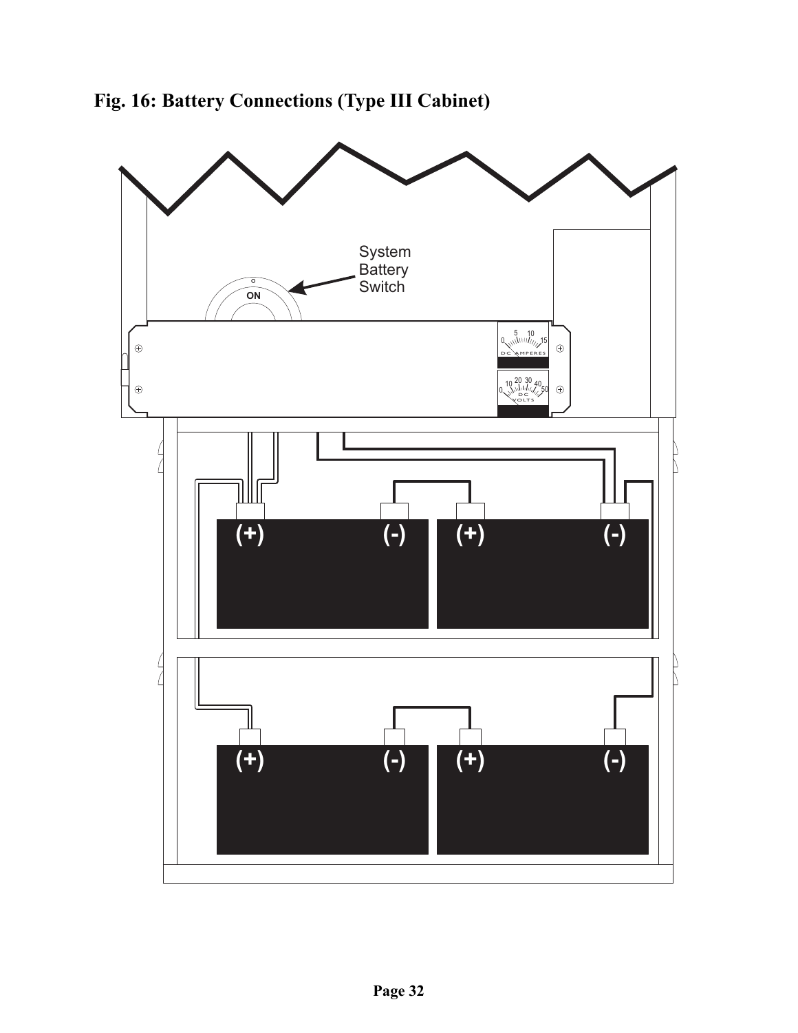# Fig. 16: Battery Connections (Type III Cabinet)

System Battery Switch

ON

DC AMPERES

DC VOLTS

(+) (-) (+) (-)

(+) (-) (+) (-)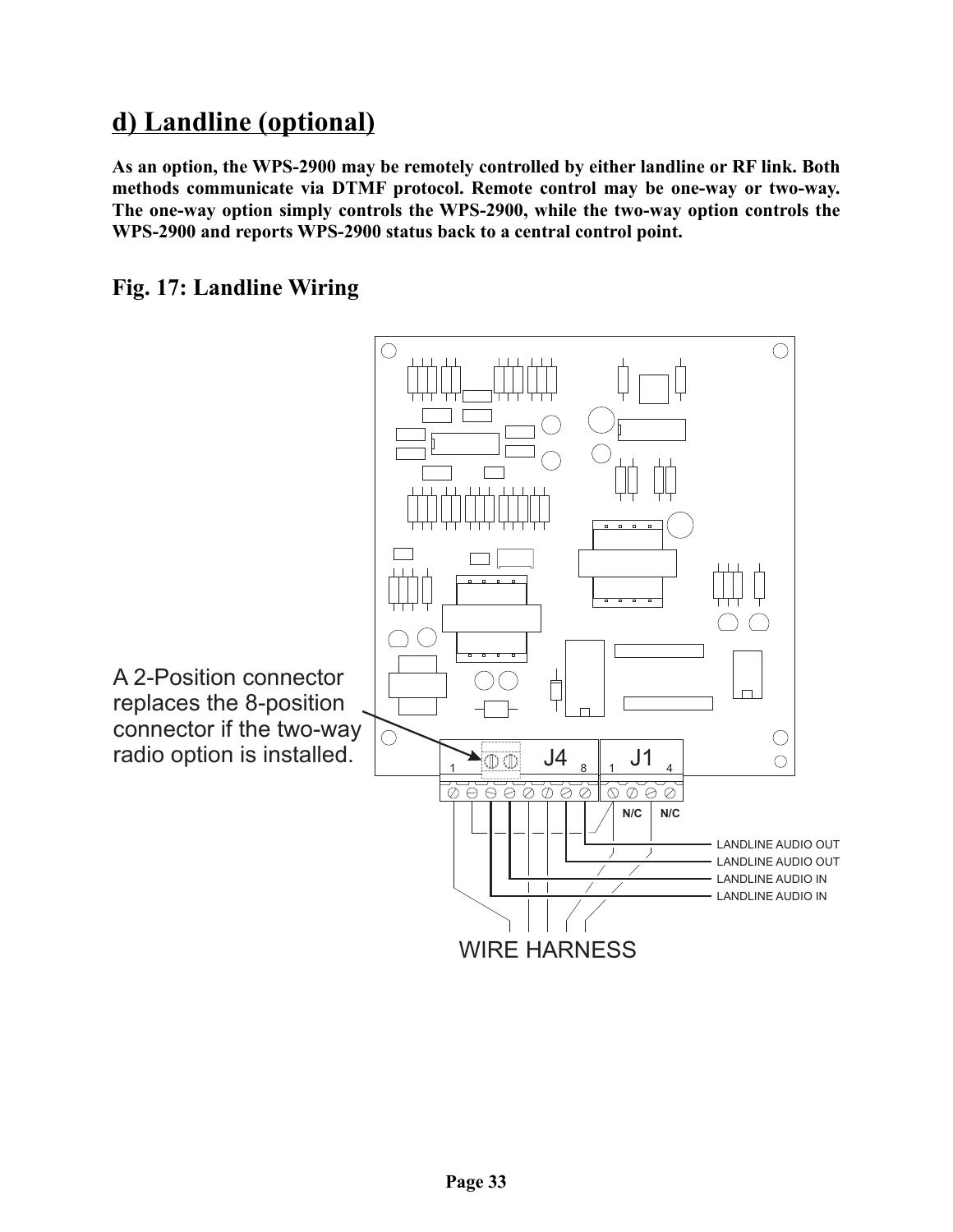## d) Landline (optional)

**As an option, the WPS-2900 may be remotely controlled by either landline or RF link. Both methods communicate via DTMF protocol. Remote control may be one-way or two-way. The one-way option simply controls the WPS-2900, while the two-way option controls the WPS-2900 and reports WPS-2900 status back to a central control point.**

### Fig. 17: Landline Wiring

A 2-Position connector replaces the 8-position connector if the two-way radio option is installed.

J4 1 8 J1 1 4

N/C N/C

LANDLINE AUDIO OUT
LANDLINE AUDIO OUT
LANDLINE AUDIO IN
LANDLINE AUDIO IN

WIRE HARNESS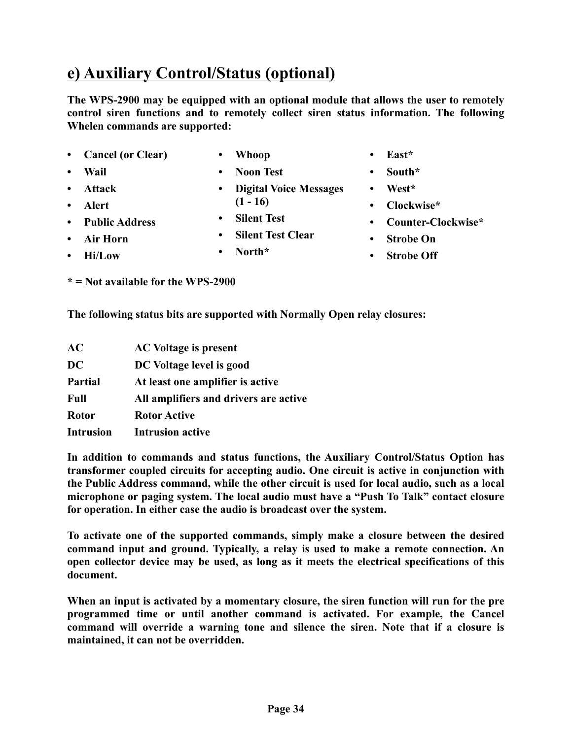## e) Auxiliary Control/Status (optional)

**The WPS-2900 may be equipped with an optional module that allows the user to remotely control siren functions and to remotely collect siren status information. The following Whelen commands are supported:**

- **Cancel (or Clear)**
- **Wail**
- **Attack**
- **Alert**
- **Public Address**
- **Air Horn**
- **Hi/Low**
- **Whoop**
- **Noon Test**
- **Digital Voice Messages (1 - 16)**
- **Silent Test**
- **Silent Test Clear**
- **North***
- **East***
- **South***
- **West***
- **Clockwise***
- **Counter-Clockwise***
- **Strobe On**
- **Strobe Off**

**\* = Not available for the WPS-2900**

**The following status bits are supported with Normally Open relay closures:**

| | |
|---|---|
| **AC** | **AC Voltage is present** |
| **DC** | **DC Voltage level is good** |
| **Partial** | **At least one amplifier is active** |
| **Full** | **All amplifiers and drivers are active** |
| **Rotor** | **Rotor Active** |
| **Intrusion** | **Intrusion active** |

**In addition to commands and status functions, the Auxiliary Control/Status Option has transformer coupled circuits for accepting audio. One circuit is active in conjunction with the Public Address command, while the other circuit is used for local audio, such as a local microphone or paging system. The local audio must have a "Push To Talk" contact closure for operation. In either case the audio is broadcast over the system.**

**To activate one of the supported commands, simply make a closure between the desired command input and ground. Typically, a relay is used to make a remote connection. An open collector device may be used, as long as it meets the electrical specifications of this document.**

**When an input is activated by a momentary closure, the siren function will run for the pre programmed time or until another command is activated. For example, the Cancel command will override a warning tone and silence the siren. Note that if a closure is maintained, it can not be overridden.**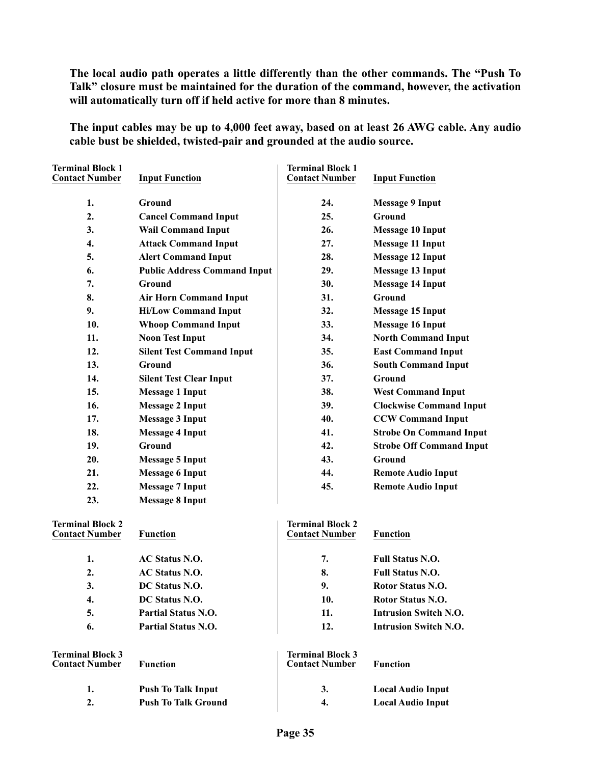**The local audio path operates a little differently than the other commands. The "Push To Talk" closure must be maintained for the duration of the command, however, the activation will automatically turn off if held active for more than 8 minutes.**

**The input cables may be up to 4,000 feet away, based on at least 26 AWG cable. Any audio cable bust be shielded, twisted-pair and grounded at the audio source.**

| Terminal Block 1 Contact Number | Input Function | Terminal Block 1 Contact Number | Input Function |
|---|---|---|---|
| 1. | Ground | 24. | Message 9 Input |
| 2. | Cancel Command Input | 25. | Ground |
| 3. | Wail Command Input | 26. | Message 10 Input |
| 4. | Attack Command Input | 27. | Message 11 Input |
| 5. | Alert Command Input | 28. | Message 12 Input |
| 6. | Public Address Command Input | 29. | Message 13 Input |
| 7. | Ground | 30. | Message 14 Input |
| 8. | Air Horn Command Input | 31. | Ground |
| 9. | Hi/Low Command Input | 32. | Message 15 Input |
| 10. | Whoop Command Input | 33. | Message 16 Input |
| 11. | Noon Test Input | 34. | North Command Input |
| 12. | Silent Test Command Input | 35. | East Command Input |
| 13. | Ground | 36. | South Command Input |
| 14. | Silent Test Clear Input | 37. | Ground |
| 15. | Message 1 Input | 38. | West Command Input |
| 16. | Message 2 Input | 39. | Clockwise Command Input |
| 17. | Message 3 Input | 40. | CCW Command Input |
| 18. | Message 4 Input | 41. | Strobe On Command Input |
| 19. | Ground | 42. | Strobe Off Command Input |
| 20. | Message 5 Input | 43. | Ground |
| 21. | Message 6 Input | 44. | Remote Audio Input |
| 22. | Message 7 Input | 45. | Remote Audio Input |
| 23. | Message 8 Input | | |

| Terminal Block 2 Contact Number | Function | Terminal Block 2 Contact Number | Function |
|---|---|---|---|
| 1. | AC Status N.O. | 7. | Full Status N.O. |
| 2. | AC Status N.O. | 8. | Full Status N.O. |
| 3. | DC Status N.O. | 9. | Rotor Status N.O. |
| 4. | DC Status N.O. | 10. | Rotor Status N.O. |
| 5. | Partial Status N.O. | 11. | Intrusion Switch N.O. |
| 6. | Partial Status N.O. | 12. | Intrusion Switch N.O. |

| Terminal Block 3 Contact Number | Function | Terminal Block 3 Contact Number | Function |
|---|---|---|---|
| 1. | Push To Talk Input | 3. | Local Audio Input |
| 2. | Push To Talk Ground | 4. | Local Audio Input |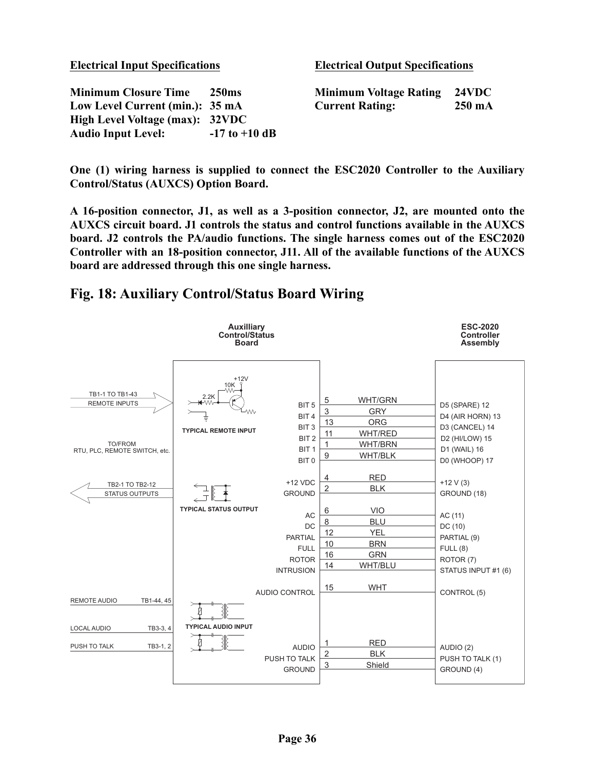**Electrical Input Specifications**

| | |
|---|---|
| **Minimum Closure Time** | **250ms** |
| **Low Level Current (min.):** | **35 mA** |
| **High Level Voltage (max):** | **32VDC** |
| **Audio Input Level:** | **-17 to +10 dB** |

**Electrical Output Specifications**

| | |
|---|---|
| **Minimum Voltage Rating** | **24VDC** |
| **Current Rating:** | **250 mA** |

**One (1) wiring harness is supplied to connect the ESC2020 Controller to the Auxiliary Control/Status (AUXCS) Option Board.**

**A 16-position connector, J1, as well as a 3-position connector, J2, are mounted onto the AUXCS circuit board. J1 controls the status and control functions available in the AUXCS board. J2 controls the PA/audio functions. The single harness comes out of the ESC2020 Controller with an 18-position connector, J11. All of the available functions of the AUXCS board are addressed through this one single harness.**

## Fig. 18: Auxiliary Control/Status Board Wiring

| Auxilliary Control/Status Board | Pin | Wire Color | ESC-2020 Controller Assembly |
|---|---|---|---|
| BIT 5 | 5 | WHT/GRN | D5 (SPARE) 12 |
| BIT 4 | 3 | GRY | D4 (AIR HORN) 13 |
| BIT 3 | 13 | ORG | D3 (CANCEL) 14 |
| BIT 2 | 11 | WHT/RED | D2 (HI/LOW) 15 |
| BIT 1 | 1 | WHT/BRN | D1 (WAIL) 16 |
| BIT 0 | 9 | WHT/BLK | D0 (WHOOP) 17 |
| +12 VDC | 4 | RED | +12 V (3) |
| GROUND | 2 | BLK | GROUND (18) |
| AC | 6 | VIO | AC (11) |
| DC | 8 | BLU | DC (10) |
| PARTIAL | 12 | YEL | PARTIAL (9) |
| FULL | 10 | BRN | FULL (8) |
| ROTOR | 16 | GRN | ROTOR (7) |
| INTRUSION | 14 | WHT/BLU | STATUS INPUT #1 (6) |
| AUDIO CONTROL | 15 | WHT | CONTROL (5) |
| AUDIO | 1 | RED | AUDIO (2) |
| PUSH TO TALK | 2 | BLK | PUSH TO TALK (1) |
| GROUND | 3 | Shield | GROUND (4) |

Auxiliary board field connections:

- TB1-1 TO TB1-43 REMOTE INPUTS — TO/FROM RTU, PLC, REMOTE SWITCH, etc. (TYPICAL REMOTE INPUT: +12V, 10K, 2.2K)
- TB2-1 TO TB2-12 STATUS OUTPUTS (TYPICAL STATUS OUTPUT)
- REMOTE AUDIO TB1-44, 45
- LOCAL AUDIO TB3-3, 4 (TYPICAL AUDIO INPUT)
- PUSH TO TALK TB3-1, 2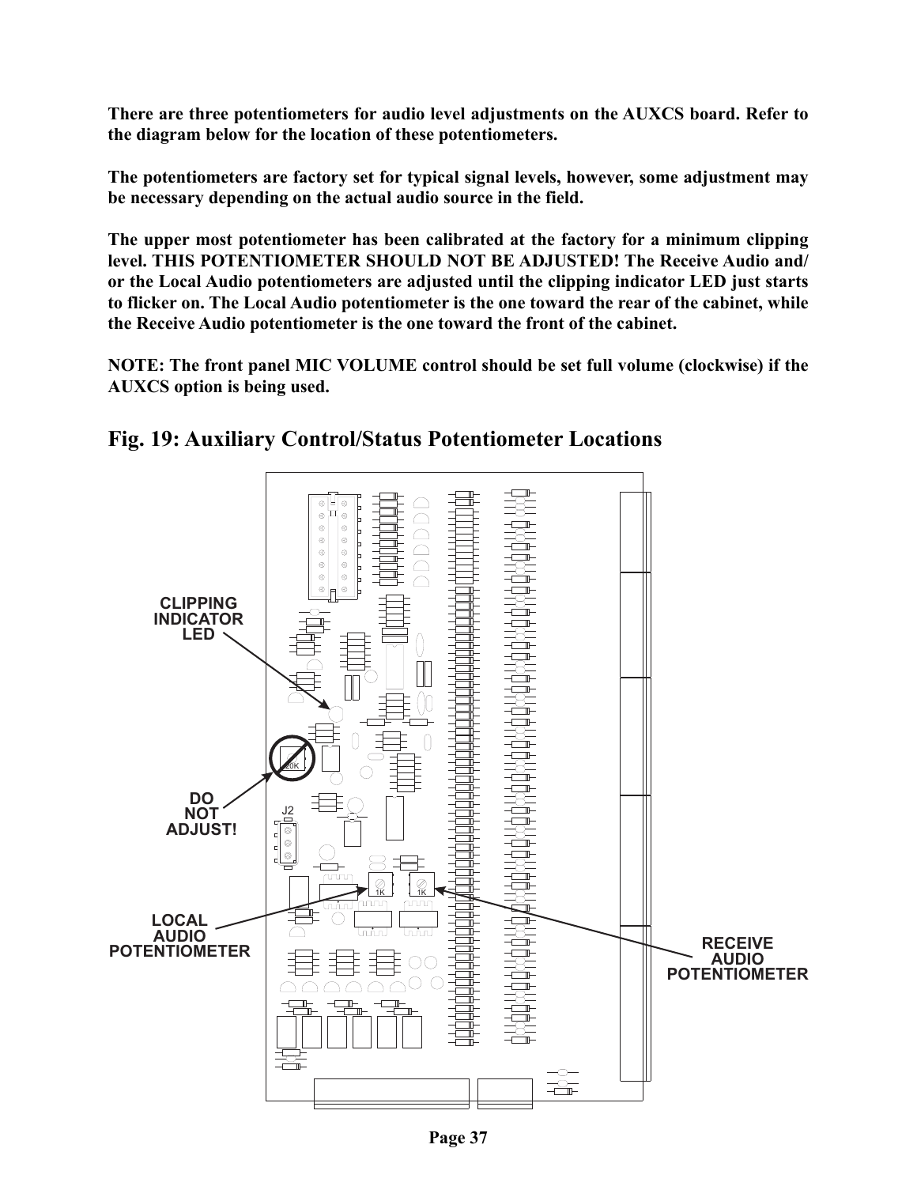**There are three potentiometers for audio level adjustments on the AUXCS board. Refer to the diagram below for the location of these potentiometers.**

**The potentiometers are factory set for typical signal levels, however, some adjustment may be necessary depending on the actual audio source in the field.**

**The upper most potentiometer has been calibrated at the factory for a minimum clipping level. THIS POTENTIOMETER SHOULD NOT BE ADJUSTED! The Receive Audio and/ or the Local Audio potentiometers are adjusted until the clipping indicator LED just starts to flicker on. The Local Audio potentiometer is the one toward the rear of the cabinet, while the Receive Audio potentiometer is the one toward the front of the cabinet.**

**NOTE: The front panel MIC VOLUME control should be set full volume (clockwise) if the AUXCS option is being used.**

## Fig. 19: Auxiliary Control/Status Potentiometer Locations

CLIPPING INDICATOR LED

DO NOT ADJUST!

LOCAL AUDIO POTENTIOMETER

RECEIVE AUDIO POTENTIOMETER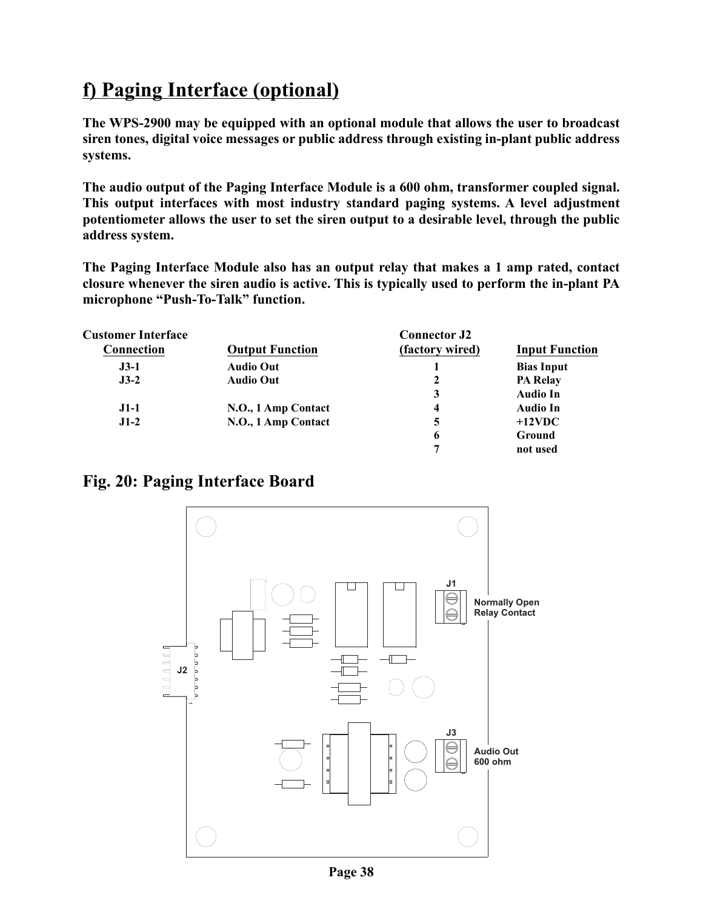## f) Paging Interface (optional)

**The WPS-2900 may be equipped with an optional module that allows the user to broadcast siren tones, digital voice messages or public address through existing in-plant public address systems.**

**The audio output of the Paging Interface Module is a 600 ohm, transformer coupled signal. This output interfaces with most industry standard paging systems. A level adjustment potentiometer allows the user to set the siren output to a desirable level, through the public address system.**

**The Paging Interface Module also has an output relay that makes a 1 amp rated, contact closure whenever the siren audio is active. This is typically used to perform the in-plant PA microphone "Push-To-Talk" function.**

| Customer Interface Connection | Output Function | Connector J2 (factory wired) | Input Function |
|---|---|---|---|
| J3-1 | Audio Out | 1 | Bias Input |
| J3-2 | Audio Out | 2 | PA Relay |
| | | 3 | Audio In |
| J1-1 | N.O., 1 Amp Contact | 4 | Audio In |
| J1-2 | N.O., 1 Amp Contact | 5 | +12VDC |
| | | 6 | Ground |
| | | 7 | not used |

**Fig. 20: Paging Interface Board**

J1 — Normally Open Relay Contact

J2

J3 — Audio Out 600 ohm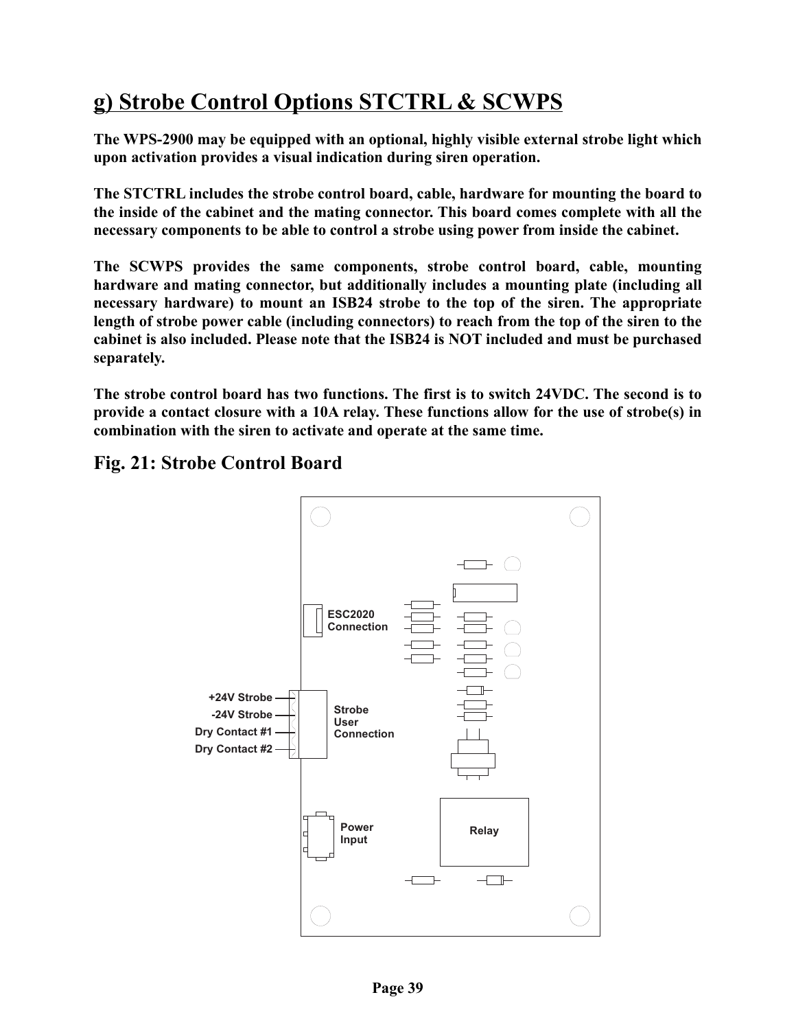## g) Strobe Control Options STCTRL & SCWPS

**The WPS-2900 may be equipped with an optional, highly visible external strobe light which upon activation provides a visual indication during siren operation.**

**The STCTRL includes the strobe control board, cable, hardware for mounting the board to the inside of the cabinet and the mating connector. This board comes complete with all the necessary components to be able to control a strobe using power from inside the cabinet.**

**The SCWPS provides the same components, strobe control board, cable, mounting hardware and mating connector, but additionally includes a mounting plate (including all necessary hardware) to mount an ISB24 strobe to the top of the siren. The appropriate length of strobe power cable (including connectors) to reach from the top of the siren to the cabinet is also included. Please note that the ISB24 is NOT included and must be purchased separately.**

**The strobe control board has two functions. The first is to switch 24VDC. The second is to provide a contact closure with a 10A relay. These functions allow for the use of strobe(s) in combination with the siren to activate and operate at the same time.**

### Fig. 21: Strobe Control Board

ESC2020 Connection

+24V Strobe
-24V Strobe
Dry Contact #1
Dry Contact #2

Strobe User Connection

Power Input

Relay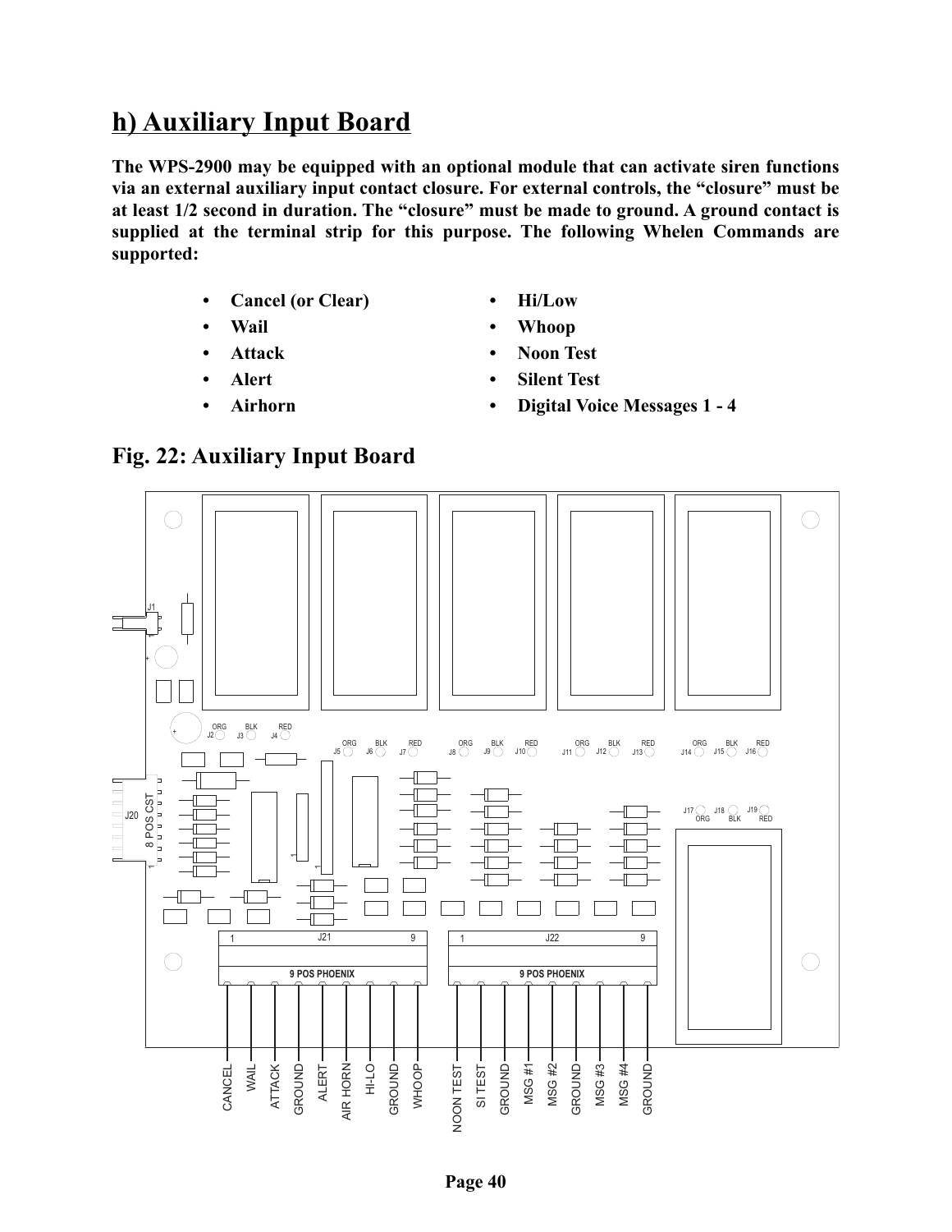## h) Auxiliary Input Board

**The WPS-2900 may be equipped with an optional module that can activate siren functions via an external auxiliary input contact closure. For external controls, the "closure" must be at least 1/2 second in duration. The "closure" must be made to ground. A ground contact is supplied at the terminal strip for this purpose. The following Whelen Commands are supported:**

- **Cancel (or Clear)**
- **Wail**
- **Attack**
- **Alert**
- **Airhorn**
- **Hi/Low**
- **Whoop**
- **Noon Test**
- **Silent Test**
- **Digital Voice Messages 1 - 4**

### Fig. 22: Auxiliary Input Board

J1

J20 8 POS CST

ORG BLK RED J2 J3 J4

ORG BLK RED J5 J6 J7

ORG BLK RED J8 J9 J10

ORG BLK RED J11 J12 J13

ORG BLK RED J14 J15 J16

J17 J18 J19 ORG BLK RED

J21 1 9 — 9 POS PHOENIX

J22 1 9 — 9 POS PHOENIX

CANCEL, WAIL, ATTACK, GROUND, ALERT, AIR HORN, HI-LO, GROUND, WHOOP

NOON TEST, SI TEST, GROUND, MSG #1, MSG #2, GROUND, MSG #3, MSG #4, GROUND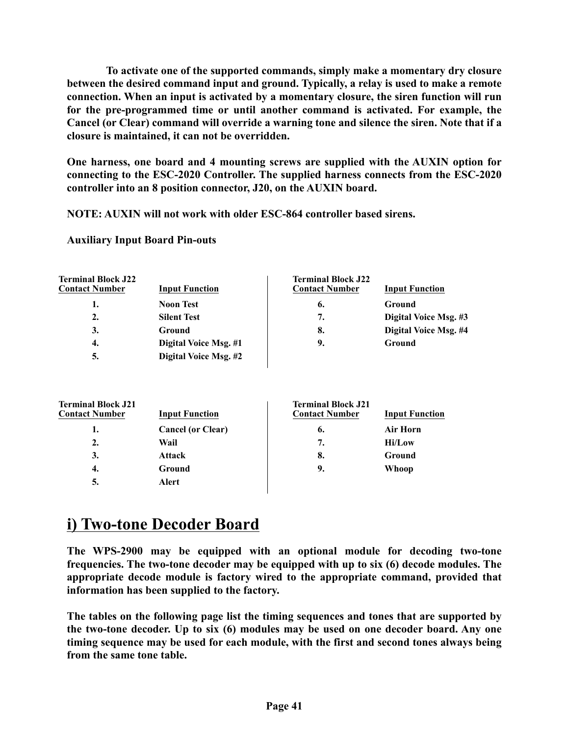**To activate one of the supported commands, simply make a momentary dry closure between the desired command input and ground. Typically, a relay is used to make a remote connection. When an input is activated by a momentary closure, the siren function will run for the pre-programmed time or until another command is activated. For example, the Cancel (or Clear) command will override a warning tone and silence the siren. Note that if a closure is maintained, it can not be overridden.**

**One harness, one board and 4 mounting screws are supplied with the AUXIN option for connecting to the ESC-2020 Controller. The supplied harness connects from the ESC-2020 controller into an 8 position connector, J20, on the AUXIN board.**

**NOTE: AUXIN will not work with older ESC-864 controller based sirens.**

**Auxiliary Input Board Pin-outs**

| Terminal Block J22 Contact Number | Input Function | Terminal Block J22 Contact Number | Input Function |
|---|---|---|---|
| 1. | Noon Test | 6. | Ground |
| 2. | Silent Test | 7. | Digital Voice Msg. #3 |
| 3. | Ground | 8. | Digital Voice Msg. #4 |
| 4. | Digital Voice Msg. #1 | 9. | Ground |
| 5. | Digital Voice Msg. #2 | | |

| Terminal Block J21 Contact Number | Input Function | Terminal Block J21 Contact Number | Input Function |
|---|---|---|---|
| 1. | Cancel (or Clear) | 6. | Air Horn |
| 2. | Wail | 7. | Hi/Low |
| 3. | Attack | 8. | Ground |
| 4. | Ground | 9. | Whoop |
| 5. | Alert | | |

## i) Two-tone Decoder Board

**The WPS-2900 may be equipped with an optional module for decoding two-tone frequencies. The two-tone decoder may be equipped with up to six (6) decode modules. The appropriate decode module is factory wired to the appropriate command, provided that information has been supplied to the factory.**

**The tables on the following page list the timing sequences and tones that are supported by the two-tone decoder. Up to six (6) modules may be used on one decoder board. Any one timing sequence may be used for each module, with the first and second tones always being from the same tone table.**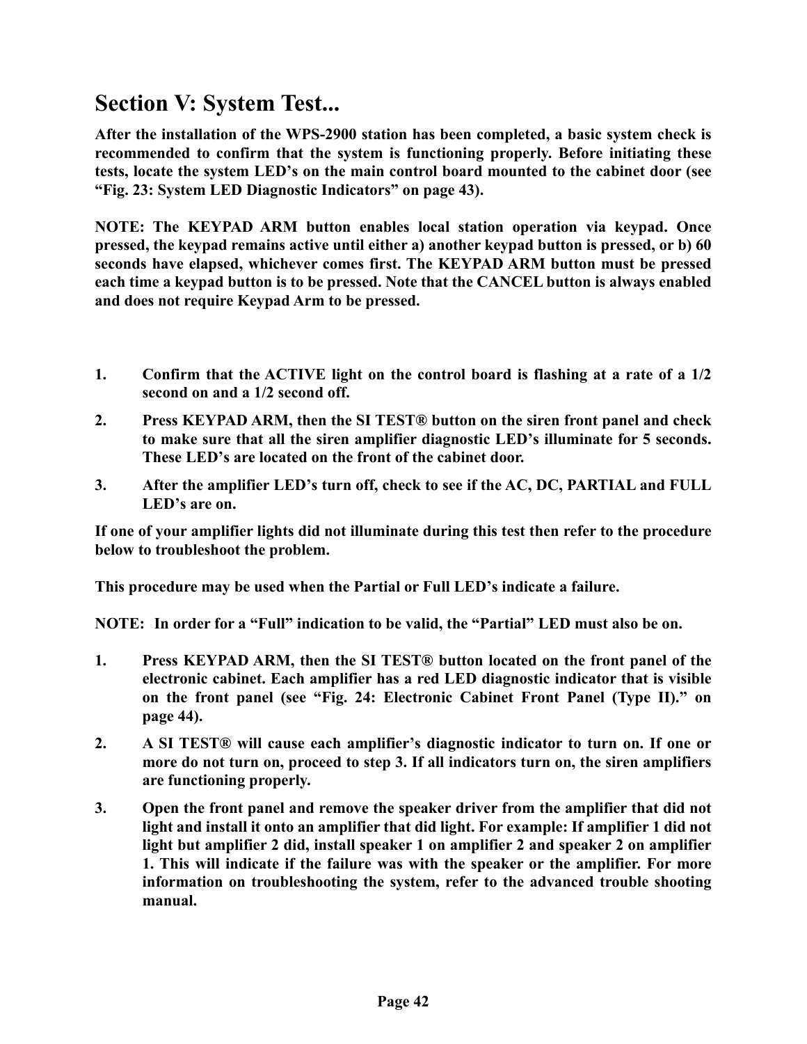# Section V: System Test...

**After the installation of the WPS-2900 station has been completed, a basic system check is recommended to confirm that the system is functioning properly. Before initiating these tests, locate the system LED's on the main control board mounted to the cabinet door (see "Fig. 23: System LED Diagnostic Indicators" on page 43).**

**NOTE: The KEYPAD ARM button enables local station operation via keypad. Once pressed, the keypad remains active until either a) another keypad button is pressed, or b) 60 seconds have elapsed, whichever comes first. The KEYPAD ARM button must be pressed each time a keypad button is to be pressed. Note that the CANCEL button is always enabled and does not require Keypad Arm to be pressed.**

1. **Confirm that the ACTIVE light on the control board is flashing at a rate of a 1/2 second on and a 1/2 second off.**
2. **Press KEYPAD ARM, then the SI TEST® button on the siren front panel and check to make sure that all the siren amplifier diagnostic LED's illuminate for 5 seconds. These LED's are located on the front of the cabinet door.**
3. **After the amplifier LED's turn off, check to see if the AC, DC, PARTIAL and FULL LED's are on.**

**If one of your amplifier lights did not illuminate during this test then refer to the procedure below to troubleshoot the problem.**

**This procedure may be used when the Partial or Full LED's indicate a failure.**

**NOTE: In order for a "Full" indication to be valid, the "Partial" LED must also be on.**

1. **Press KEYPAD ARM, then the SI TEST® button located on the front panel of the electronic cabinet. Each amplifier has a red LED diagnostic indicator that is visible on the front panel (see "Fig. 24: Electronic Cabinet Front Panel (Type II)." on page 44).**
2. **A SI TEST® will cause each amplifier's diagnostic indicator to turn on. If one or more do not turn on, proceed to step 3. If all indicators turn on, the siren amplifiers are functioning properly.**
3. **Open the front panel and remove the speaker driver from the amplifier that did not light and install it onto an amplifier that did light. For example: If amplifier 1 did not light but amplifier 2 did, install speaker 1 on amplifier 2 and speaker 2 on amplifier 1. This will indicate if the failure was with the speaker or the amplifier. For more information on troubleshooting the system, refer to the advanced trouble shooting manual.**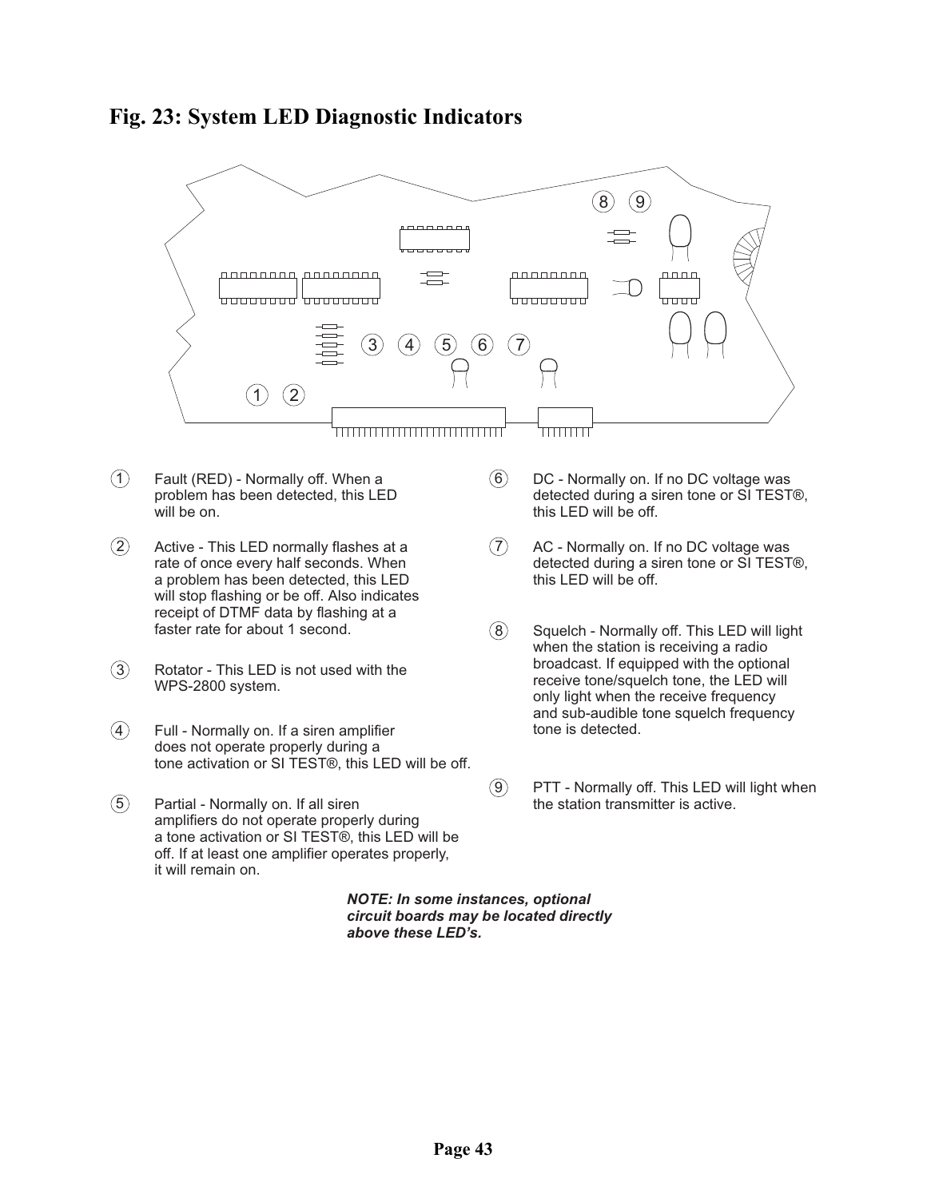# Fig. 23: System LED Diagnostic Indicators

1. Fault (RED) - Normally off. When a problem has been detected, this LED will be on.

2. Active - This LED normally flashes at a rate of once every half seconds. When a problem has been detected, this LED will stop flashing or be off. Also indicates receipt of DTMF data by flashing at a faster rate for about 1 second.

3. Rotator - This LED is not used with the WPS-2800 system.

4. Full - Normally on. If a siren amplifier does not operate properly during a tone activation or SI TEST®, this LED will be off.

5. Partial - Normally on. If all siren amplifiers do not operate properly during a tone activation or SI TEST®, this LED will be off. If at least one amplifier operates properly, it will remain on.

6. DC - Normally on. If no DC voltage was detected during a siren tone or SI TEST®, this LED will be off.

7. AC - Normally on. If no DC voltage was detected during a siren tone or SI TEST®, this LED will be off.

8. Squelch - Normally off. This LED will light when the station is receiving a radio broadcast. If equipped with the optional receive tone/squelch tone, the LED will only light when the receive frequency and sub-audible tone squelch frequency tone is detected.

9. PTT - Normally off. This LED will light when the station transmitter is active.

***NOTE: In some instances, optional circuit boards may be located directly above these LED's.***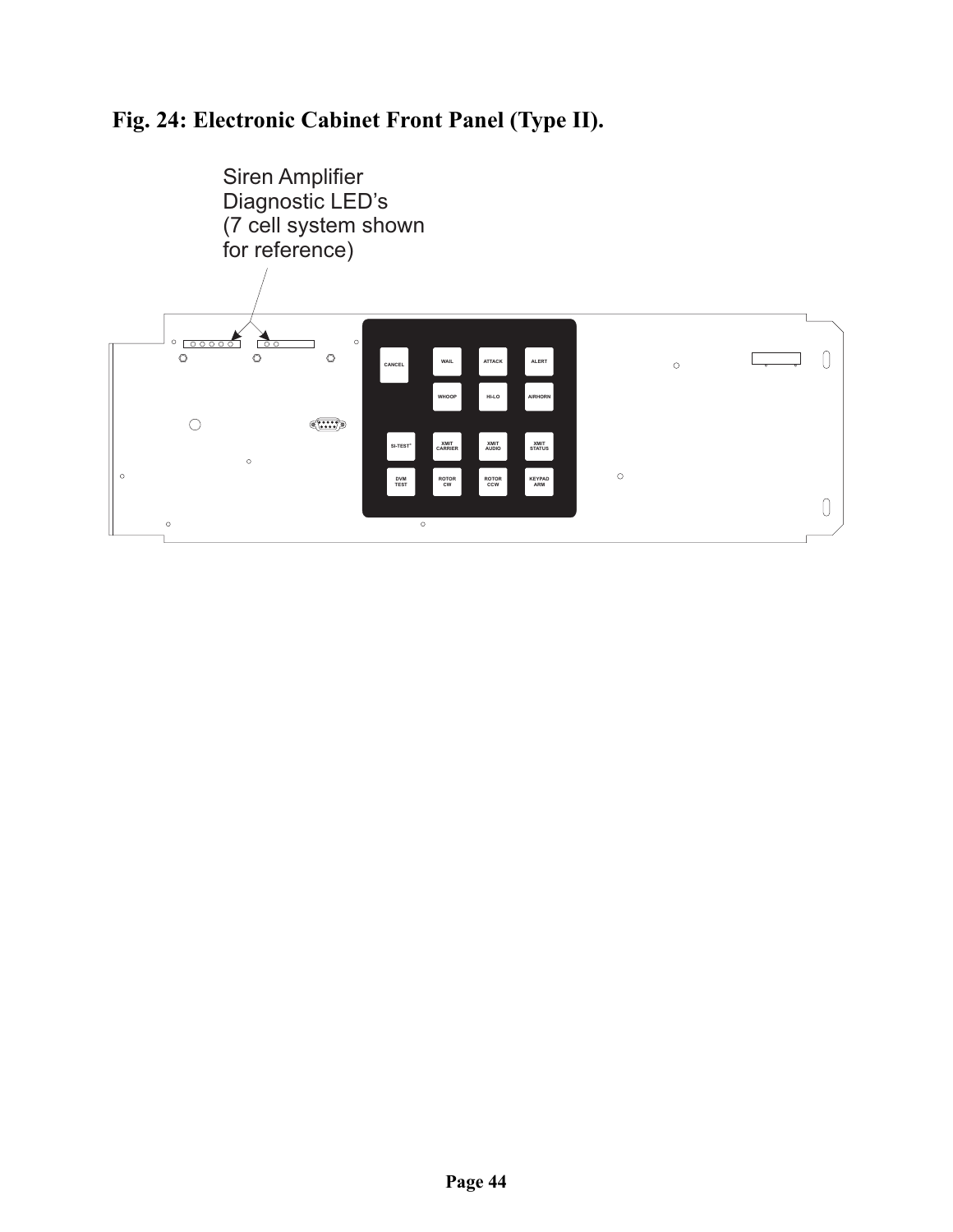# Fig. 24: Electronic Cabinet Front Panel (Type II).

Siren Amplifier
Diagnostic LED's
(7 cell system shown
for reference)

CANCEL
WAIL
ATTACK
ALERT
WHOOP
HI-LO
AIRHORN
SI-TEST
XMIT CARRIER
XMIT AUDIO
XMIT STATUS
DVM TEST
ROTOR CW
ROTOR CCW
KEYPAD ARM